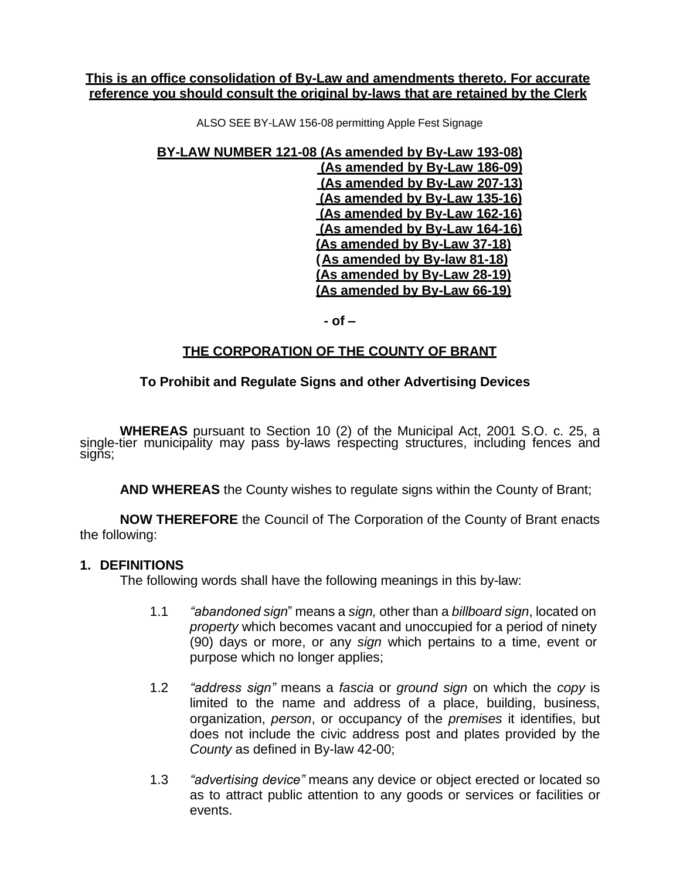**This is an office consolidation of By-Law and amendments thereto. For accurate reference you should consult the original by-laws that are retained by the Clerk**

ALSO SEE BY-LAW 156-08 permitting Apple Fest Signage

**BY-LAW NUMBER 121-08 (As amended by By-Law 193-08)**
**(As amended by By-Law 186-09)**
**(As amended by By-Law 207-13)**
**(As amended by By-Law 135-16)**
**(As amended by By-Law 162-16)**
**(As amended by By-Law 164-16)**
**(As amended by By-Law 37-18)**
**(As amended by By-law 81-18)**
**(As amended by By-Law 28-19)**
**(As amended by By-Law 66-19)**

**- of –**

**THE CORPORATION OF THE COUNTY OF BRANT**

**To Prohibit and Regulate Signs and other Advertising Devices**

**WHEREAS** pursuant to Section 10 (2) of the Municipal Act, 2001 S.O. c. 25, a single-tier municipality may pass by-laws respecting structures, including fences and signs;

**AND WHEREAS** the County wishes to regulate signs within the County of Brant;

**NOW THEREFORE** the Council of The Corporation of the County of Brant enacts the following:

## 1. DEFINITIONS

The following words shall have the following meanings in this by-law:

1.1 *"abandoned sign"* means a *sign,* other than a *billboard sign*, located on *property* which becomes vacant and unoccupied for a period of ninety (90) days or more, or any *sign* which pertains to a time, event or purpose which no longer applies;

1.2 *"address sign"* means a *fascia* or *ground sign* on which the *copy* is limited to the name and address of a place, building, business, organization, *person*, or occupancy of the *premises* it identifies, but does not include the civic address post and plates provided by the *County* as defined in By-law 42-00;

1.3 *"advertising device"* means any device or object erected or located so as to attract public attention to any goods or services or facilities or events.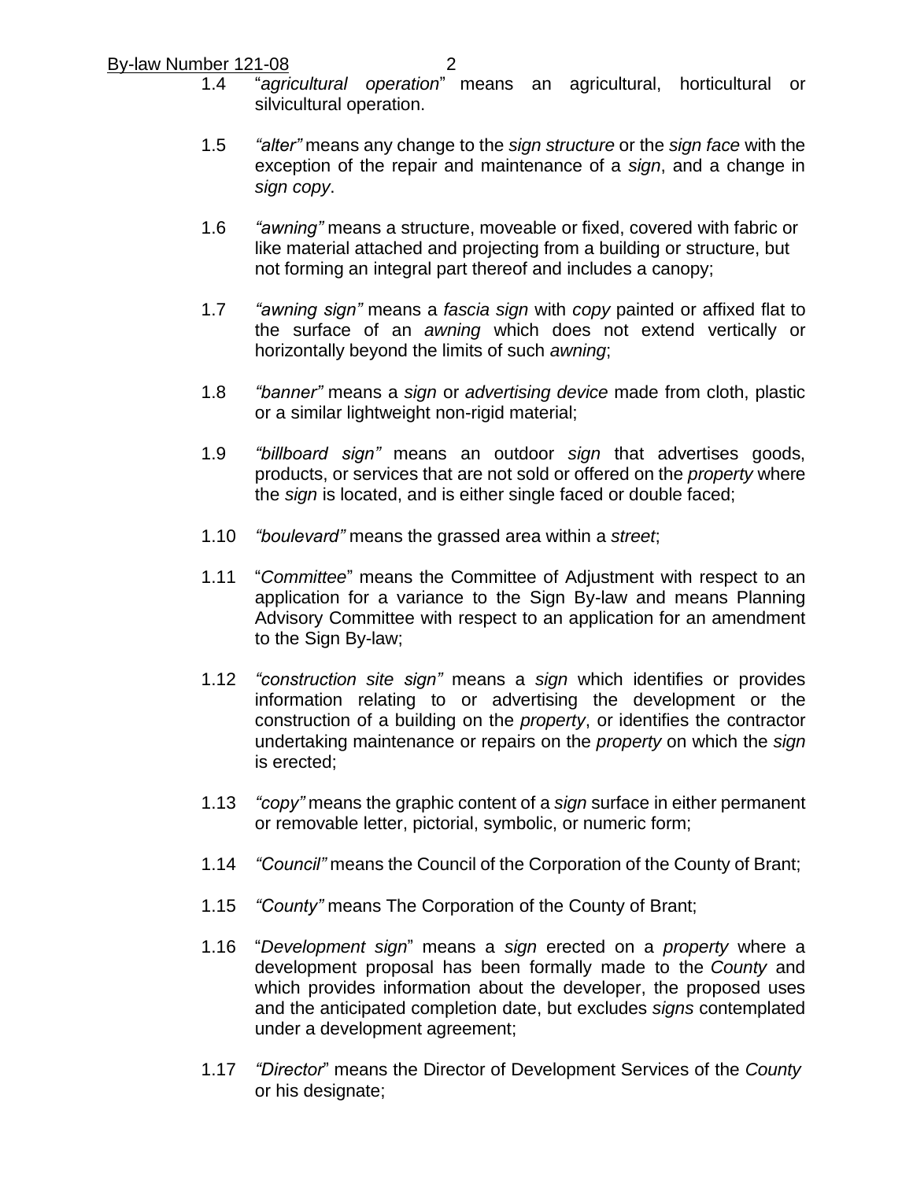1.4 "*agricultural operation*" means an agricultural, horticultural or silvicultural operation.

1.5 *"alter"* means any change to the *sign structure* or the *sign face* with the exception of the repair and maintenance of a *sign*, and a change in *sign copy*.

1.6 *"awning"* means a structure, moveable or fixed, covered with fabric or like material attached and projecting from a building or structure, but not forming an integral part thereof and includes a canopy;

1.7 *"awning sign"* means a *fascia sign* with *copy* painted or affixed flat to the surface of an *awning* which does not extend vertically or horizontally beyond the limits of such *awning*;

1.8 *"banner"* means a *sign* or *advertising device* made from cloth, plastic or a similar lightweight non-rigid material;

1.9 *"billboard sign"* means an outdoor *sign* that advertises goods, products, or services that are not sold or offered on the *property* where the *sign* is located, and is either single faced or double faced;

1.10 *"boulevard"* means the grassed area within a *street*;

1.11 "*Committee*" means the Committee of Adjustment with respect to an application for a variance to the Sign By-law and means Planning Advisory Committee with respect to an application for an amendment to the Sign By-law;

1.12 *"construction site sign"* means a *sign* which identifies or provides information relating to or advertising the development or the construction of a building on the *property*, or identifies the contractor undertaking maintenance or repairs on the *property* on which the *sign* is erected;

1.13 *"copy"* means the graphic content of a *sign* surface in either permanent or removable letter, pictorial, symbolic, or numeric form;

1.14 *"Council"* means the Council of the Corporation of the County of Brant;

1.15 *"County"* means The Corporation of the County of Brant;

1.16 "*Development sign*" means a *sign* erected on a *property* where a development proposal has been formally made to the *County* and which provides information about the developer, the proposed uses and the anticipated completion date, but excludes *signs* contemplated under a development agreement;

1.17 *"Director*" means the Director of Development Services of the *County* or his designate;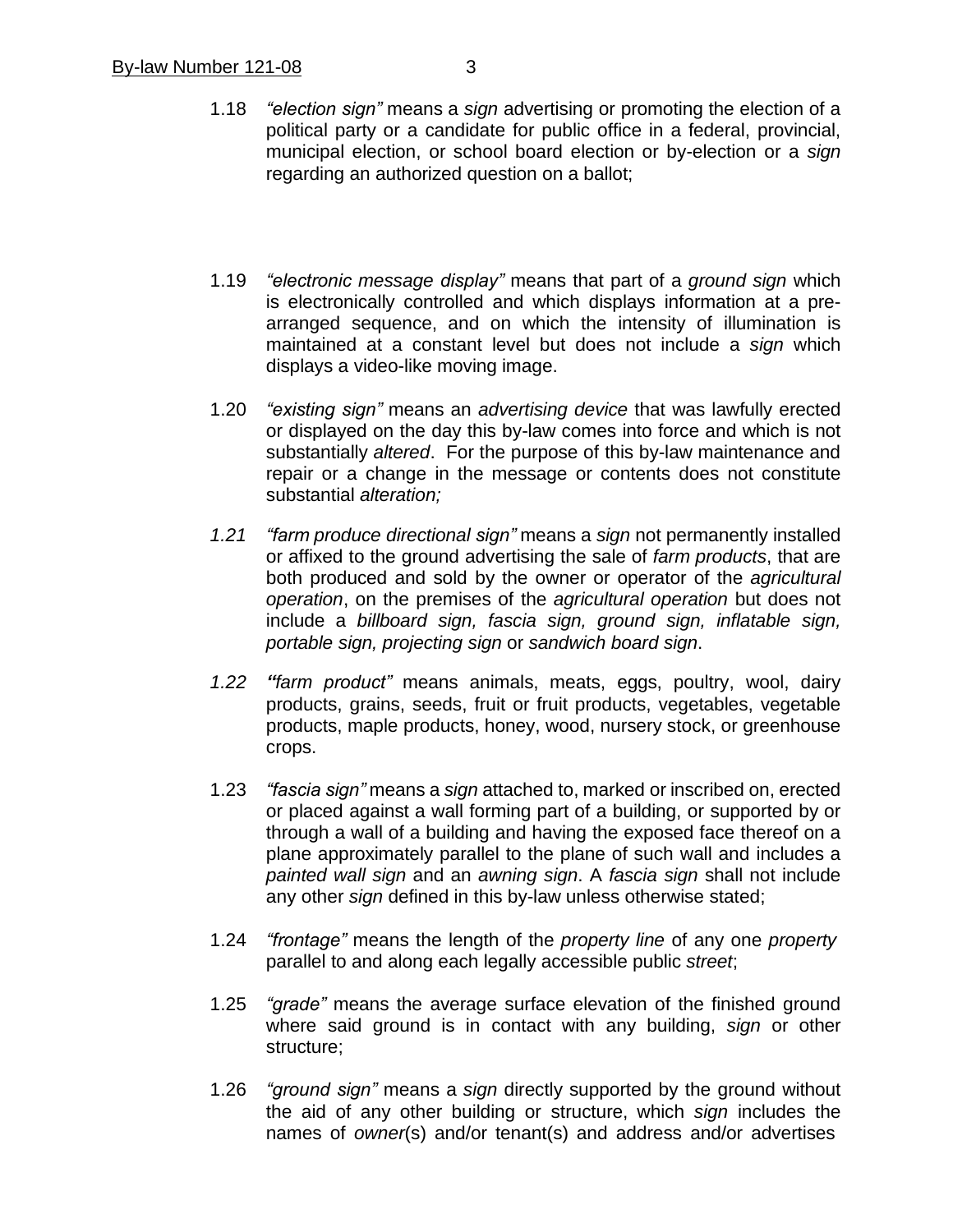1.18 *"election sign"* means a *sign* advertising or promoting the election of a political party or a candidate for public office in a federal, provincial, municipal election, or school board election or by-election or a *sign* regarding an authorized question on a ballot;

1.19 *"electronic message display"* means that part of a *ground sign* which is electronically controlled and which displays information at a pre-arranged sequence, and on which the intensity of illumination is maintained at a constant level but does not include a *sign* which displays a video-like moving image.

1.20 *"existing sign"* means an *advertising device* that was lawfully erected or displayed on the day this by-law comes into force and which is not substantially *altered*. For the purpose of this by-law maintenance and repair or a change in the message or contents does not constitute substantial *alteration;*

*1.21* *"farm produce directional sign"* means a *sign* not permanently installed or affixed to the ground advertising the sale of *farm products*, that are both produced and sold by the owner or operator of the *agricultural operation*, on the premises of the *agricultural operation* but does not include a *billboard sign, fascia sign, ground sign, inflatable sign, portable sign, projecting sign* or *sandwich board sign*.

*1.22* ***"****farm product"* means animals, meats, eggs, poultry, wool, dairy products, grains, seeds, fruit or fruit products, vegetables, vegetable products, maple products, honey, wood, nursery stock, or greenhouse crops.

1.23 *"fascia sign"* means a *sign* attached to, marked or inscribed on, erected or placed against a wall forming part of a building, or supported by or through a wall of a building and having the exposed face thereof on a plane approximately parallel to the plane of such wall and includes a *painted wall sign* and an *awning sign*. A *fascia sign* shall not include any other *sign* defined in this by-law unless otherwise stated;

1.24 *"frontage"* means the length of the *property line* of any one *property* parallel to and along each legally accessible public *street*;

1.25 *"grade"* means the average surface elevation of the finished ground where said ground is in contact with any building, *sign* or other structure;

1.26 *"ground sign"* means a *sign* directly supported by the ground without the aid of any other building or structure, which *sign* includes the names of *owner*(s) and/or tenant(s) and address and/or advertises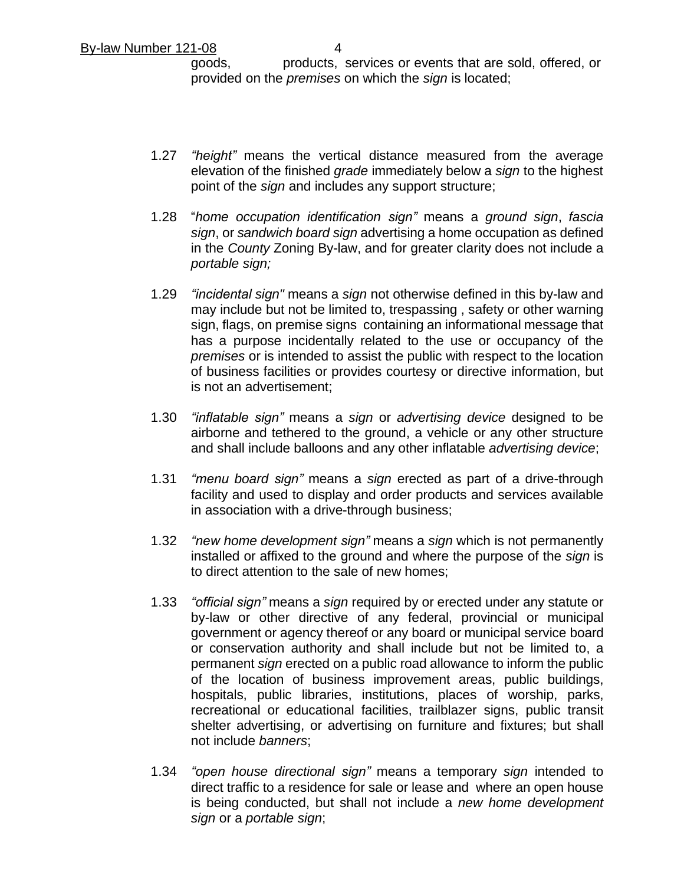goods, products, services or events that are sold, offered, or provided on the *premises* on which the *sign* is located;

1.27 *"height"* means the vertical distance measured from the average elevation of the finished *grade* immediately below a *sign* to the highest point of the *sign* and includes any support structure;

1.28 "*home occupation identification sign"* means a *ground sign*, *fascia sign*, or *sandwich board sign* advertising a home occupation as defined in the *County* Zoning By-law, and for greater clarity does not include a *portable sign;*

1.29 *"incidental sign"* means a *sign* not otherwise defined in this by-law and may include but not be limited to, trespassing , safety or other warning sign, flags, on premise signs containing an informational message that has a purpose incidentally related to the use or occupancy of the *premises* or is intended to assist the public with respect to the location of business facilities or provides courtesy or directive information, but is not an advertisement;

1.30 *"inflatable sign"* means a *sign* or *advertising device* designed to be airborne and tethered to the ground, a vehicle or any other structure and shall include balloons and any other inflatable *advertising device*;

1.31 *"menu board sign"* means a *sign* erected as part of a drive-through facility and used to display and order products and services available in association with a drive-through business;

1.32 *"new home development sign"* means a *sign* which is not permanently installed or affixed to the ground and where the purpose of the *sign* is to direct attention to the sale of new homes;

1.33 *"official sign"* means a *sign* required by or erected under any statute or by-law or other directive of any federal, provincial or municipal government or agency thereof or any board or municipal service board or conservation authority and shall include but not be limited to, a permanent *sign* erected on a public road allowance to inform the public of the location of business improvement areas, public buildings, hospitals, public libraries, institutions, places of worship, parks, recreational or educational facilities, trailblazer signs, public transit shelter advertising, or advertising on furniture and fixtures; but shall not include *banners*;

1.34 *"open house directional sign"* means a temporary *sign* intended to direct traffic to a residence for sale or lease and where an open house is being conducted, but shall not include a *new home development sign* or a *portable sign*;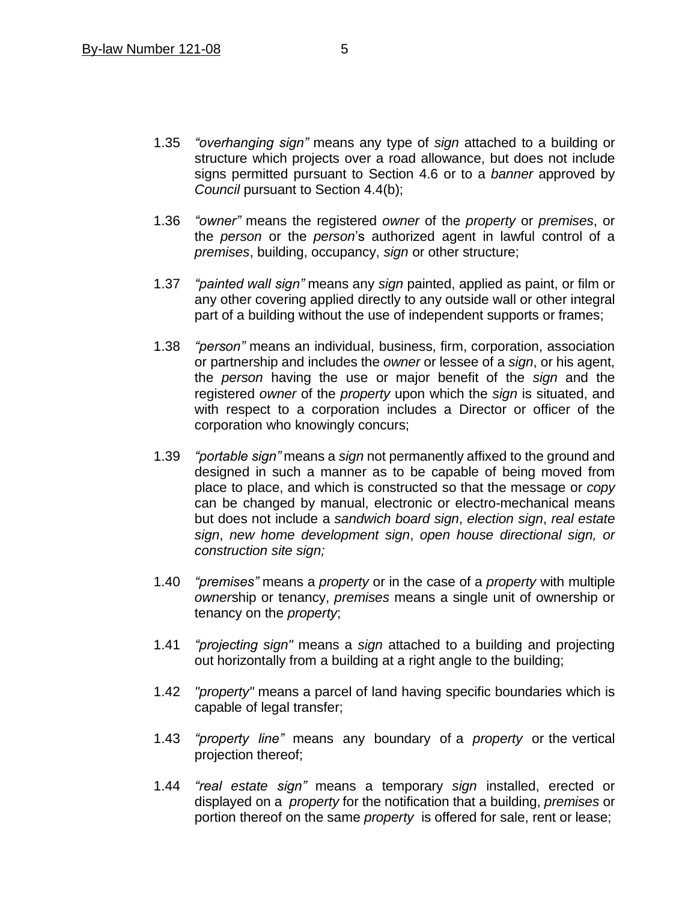1.35 *“overhanging sign”* means any type of *sign* attached to a building or structure which projects over a road allowance, but does not include signs permitted pursuant to Section 4.6 or to a *banner* approved by *Council* pursuant to Section 4.4(b);

1.36 *“owner”* means the registered *owner* of the *property* or *premises*, or the *person* or the *person*’s authorized agent in lawful control of a *premises*, building, occupancy, *sign* or other structure;

1.37 *“painted wall sign”* means any *sign* painted, applied as paint, or film or any other covering applied directly to any outside wall or other integral part of a building without the use of independent supports or frames;

1.38 *“person”* means an individual, business, firm, corporation, association or partnership and includes the *owner* or lessee of a *sign*, or his agent, the *person* having the use or major benefit of the *sign* and the registered *owner* of the *property* upon which the *sign* is situated, and with respect to a corporation includes a Director or officer of the corporation who knowingly concurs;

1.39 *“portable sign”* means a *sign* not permanently affixed to the ground and designed in such a manner as to be capable of being moved from place to place, and which is constructed so that the message or *copy* can be changed by manual, electronic or electro-mechanical means but does not include a *sandwich board sign*, *election sign*, *real estate sign*, *new home development sign*, *open house directional sign, or construction site sign;*

1.40 *“premises”* means a *property* or in the case of a *property* with multiple *owner*ship or tenancy, *premises* means a single unit of ownership or tenancy on the *property*;

1.41 *“projecting sign"* means a *sign* attached to a building and projecting out horizontally from a building at a right angle to the building;

1.42 *"property"* means a parcel of land having specific boundaries which is capable of legal transfer;

1.43 *“property line”* means any boundary of a *property* or the vertical projection thereof;

1.44 *“real estate sign”* means a temporary *sign* installed, erected or displayed on a *property* for the notification that a building, *premises* or portion thereof on the same *property* is offered for sale, rent or lease;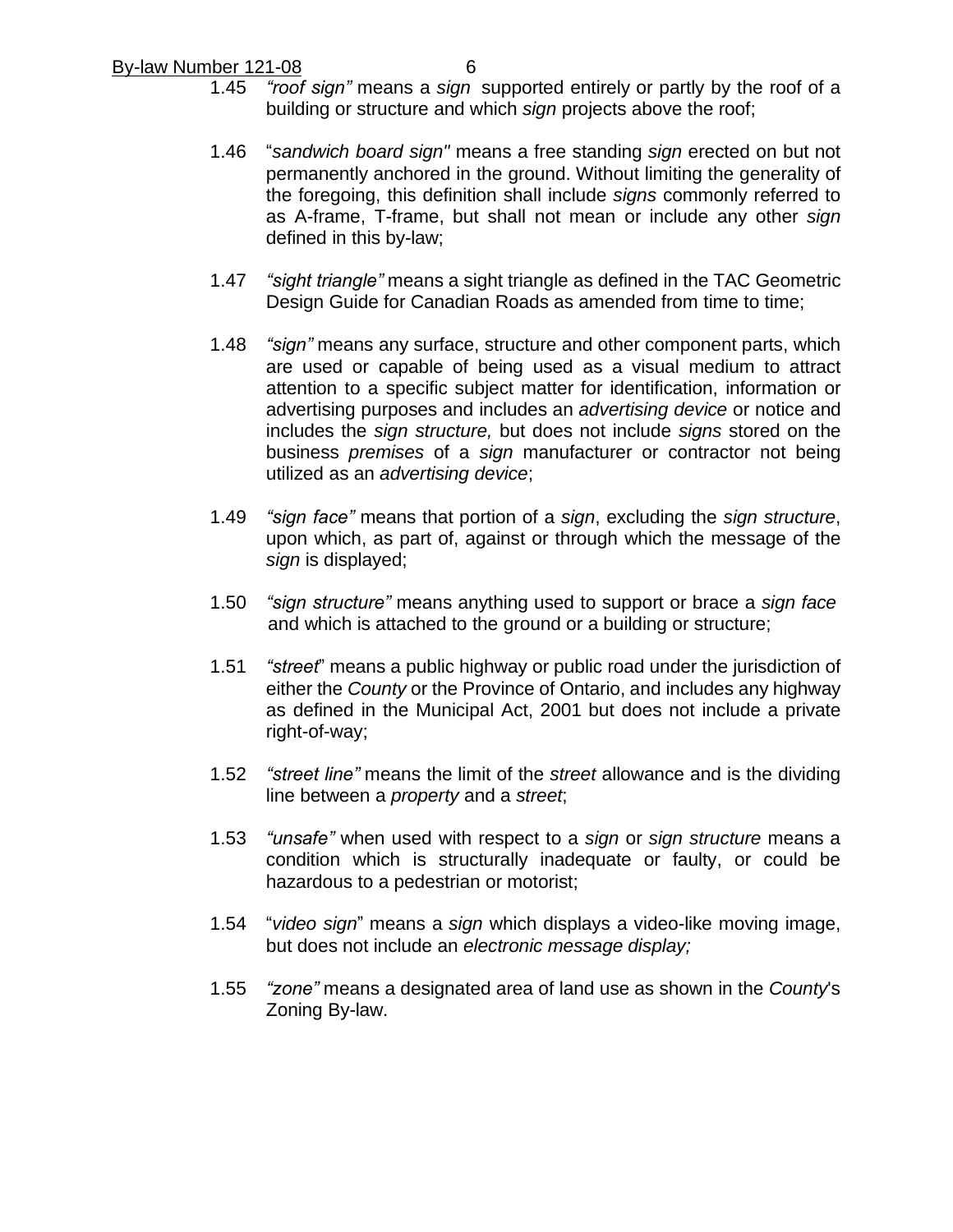1.45 *"roof sign"* means a *sign* supported entirely or partly by the roof of a building or structure and which *sign* projects above the roof;

1.46 "*sandwich board sign"* means a free standing *sign* erected on but not permanently anchored in the ground. Without limiting the generality of the foregoing, this definition shall include *signs* commonly referred to as A-frame, T-frame, but shall not mean or include any other *sign* defined in this by-law;

1.47 *"sight triangle"* means a sight triangle as defined in the TAC Geometric Design Guide for Canadian Roads as amended from time to time;

1.48 *"sign"* means any surface, structure and other component parts, which are used or capable of being used as a visual medium to attract attention to a specific subject matter for identification, information or advertising purposes and includes an *advertising device* or notice and includes the *sign structure,* but does not include *signs* stored on the business *premises* of a *sign* manufacturer or contractor not being utilized as an *advertising device*;

1.49 *"sign face"* means that portion of a *sign*, excluding the *sign structure*, upon which, as part of, against or through which the message of the *sign* is displayed;

1.50 *"sign structure"* means anything used to support or brace a *sign face* and which is attached to the ground or a building or structure;

1.51 *"street*" means a public highway or public road under the jurisdiction of either the *County* or the Province of Ontario, and includes any highway as defined in the Municipal Act, 2001 but does not include a private right-of-way;

1.52 *"street line"* means the limit of the *street* allowance and is the dividing line between a *property* and a *street*;

1.53 *"unsafe"* when used with respect to a *sign* or *sign structure* means a condition which is structurally inadequate or faulty, or could be hazardous to a pedestrian or motorist;

1.54 "*video sign*" means a *sign* which displays a video-like moving image, but does not include an *electronic message display;*

1.55 *"zone"* means a designated area of land use as shown in the *County*'s Zoning By-law.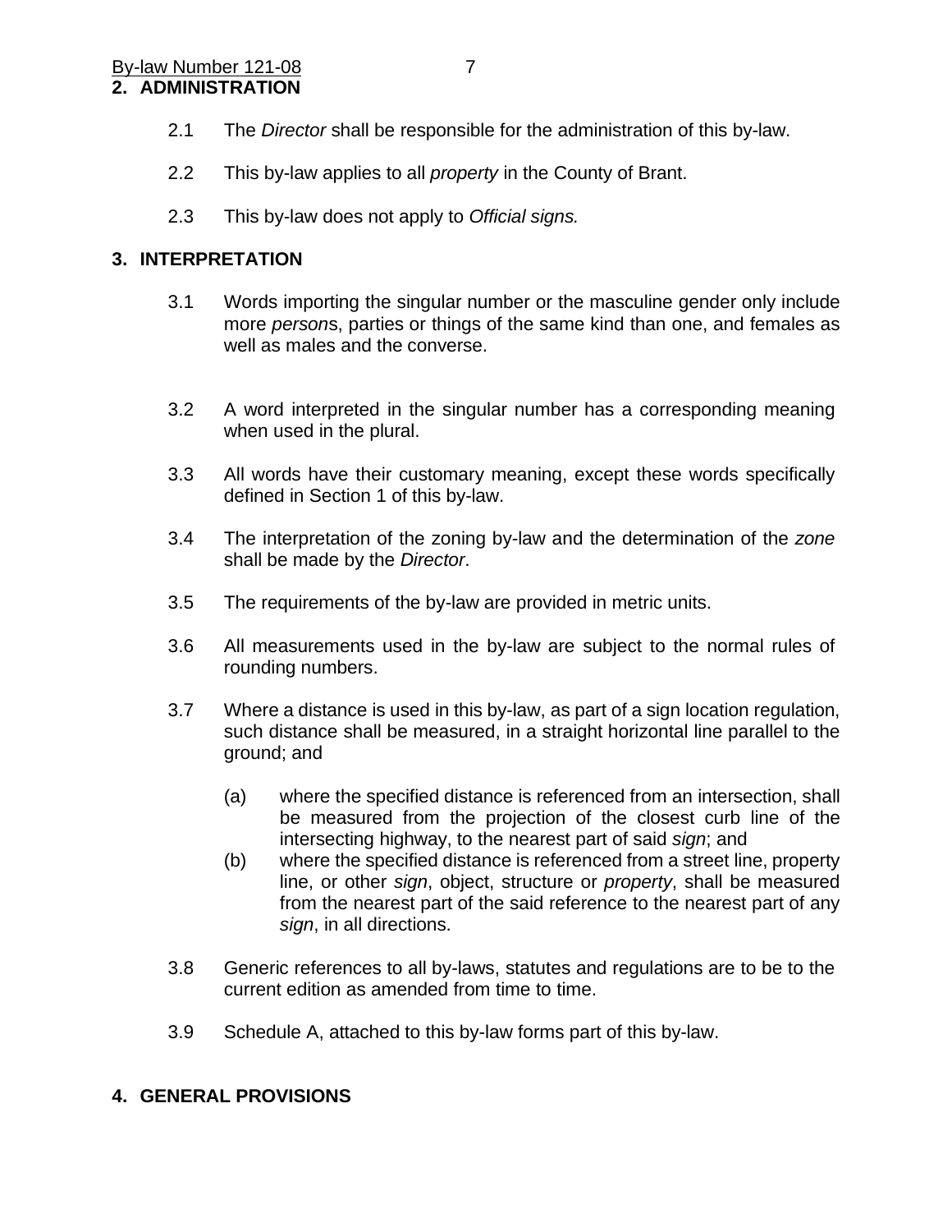## 2. ADMINISTRATION

2.1 The *Director* shall be responsible for the administration of this by-law.

2.2 This by-law applies to all *property* in the County of Brant.

2.3 This by-law does not apply to *Official signs.*

## 3. INTERPRETATION

3.1 Words importing the singular number or the masculine gender only include more *persons*, parties or things of the same kind than one, and females as well as males and the converse.

3.2 A word interpreted in the singular number has a corresponding meaning when used in the plural.

3.3 All words have their customary meaning, except these words specifically defined in Section 1 of this by-law.

3.4 The interpretation of the zoning by-law and the determination of the *zone* shall be made by the *Director*.

3.5 The requirements of the by-law are provided in metric units.

3.6 All measurements used in the by-law are subject to the normal rules of rounding numbers.

3.7 Where a distance is used in this by-law, as part of a sign location regulation, such distance shall be measured, in a straight horizontal line parallel to the ground; and

(a) where the specified distance is referenced from an intersection, shall be measured from the projection of the closest curb line of the intersecting highway, to the nearest part of said *sign*; and

(b) where the specified distance is referenced from a street line, property line, or other *sign*, object, structure or *property*, shall be measured from the nearest part of the said reference to the nearest part of any *sign*, in all directions.

3.8 Generic references to all by-laws, statutes and regulations are to be to the current edition as amended from time to time.

3.9 Schedule A, attached to this by-law forms part of this by-law.

## 4. GENERAL PROVISIONS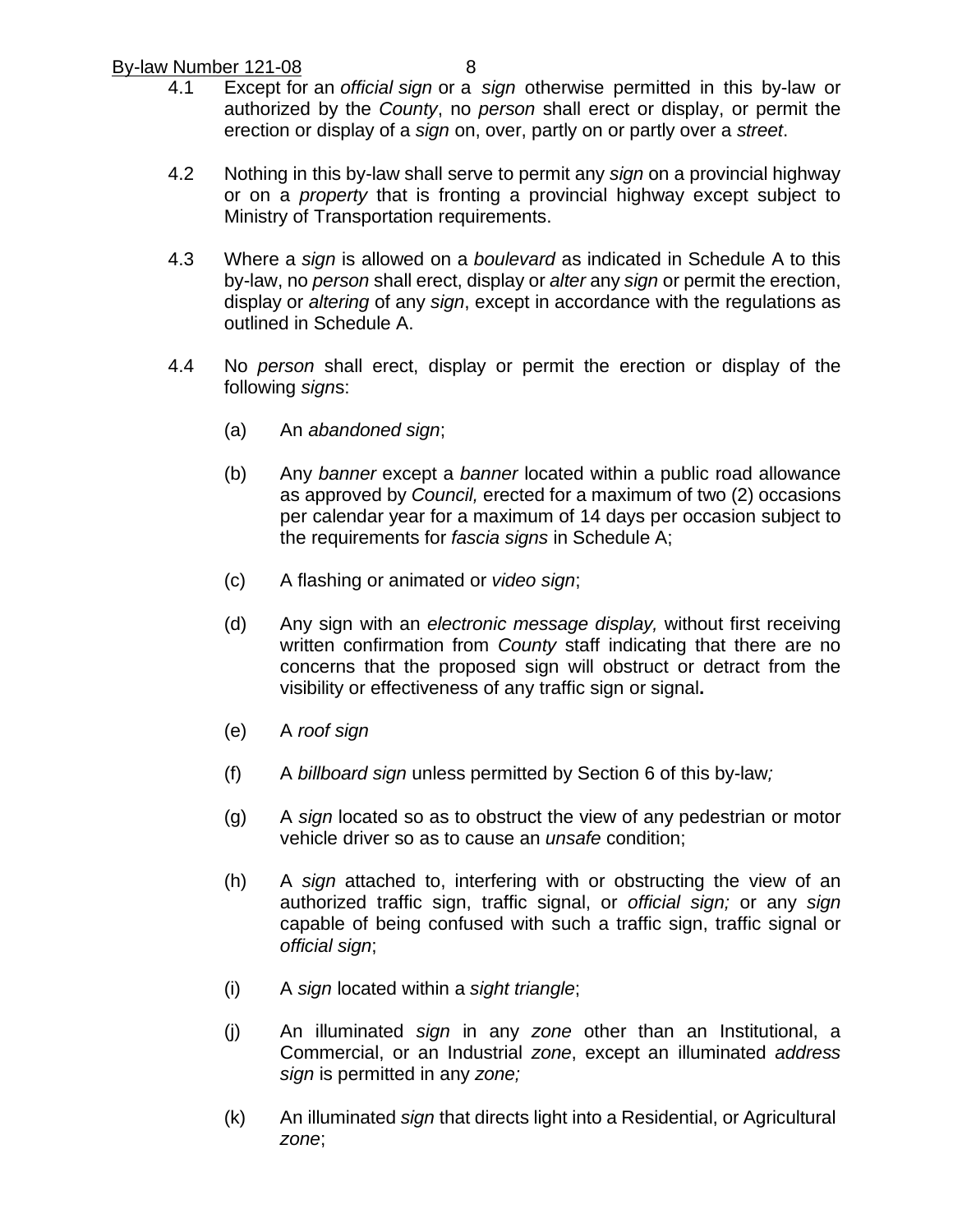4.1 Except for an *official sign* or a *sign* otherwise permitted in this by-law or authorized by the *County*, no *person* shall erect or display, or permit the erection or display of a *sign* on, over, partly on or partly over a *street*.

4.2 Nothing in this by-law shall serve to permit any *sign* on a provincial highway or on a *property* that is fronting a provincial highway except subject to Ministry of Transportation requirements.

4.3 Where a *sign* is allowed on a *boulevard* as indicated in Schedule A to this by-law, no *person* shall erect, display or *alter* any *sign* or permit the erection, display or *altering* of any *sign*, except in accordance with the regulations as outlined in Schedule A.

4.4 No *person* shall erect, display or permit the erection or display of the following *sign*s:

(a) An *abandoned sign*;

(b) Any *banner* except a *banner* located within a public road allowance as approved by *Council,* erected for a maximum of two (2) occasions per calendar year for a maximum of 14 days per occasion subject to the requirements for *fascia signs* in Schedule A;

(c) A flashing or animated or *video sign*;

(d) Any sign with an *electronic message display,* without first receiving written confirmation from *County* staff indicating that there are no concerns that the proposed sign will obstruct or detract from the visibility or effectiveness of any traffic sign or signal**.**

(e) A *roof sign*

(f) A *billboard sign* unless permitted by Section 6 of this by-law*;*

(g) A *sign* located so as to obstruct the view of any pedestrian or motor vehicle driver so as to cause an *unsafe* condition;

(h) A *sign* attached to, interfering with or obstructing the view of an authorized traffic sign, traffic signal, or *official sign;* or any *sign* capable of being confused with such a traffic sign, traffic signal or *official sign*;

(i) A *sign* located within a *sight triangle*;

(j) An illuminated *sign* in any *zone* other than an Institutional, a Commercial, or an Industrial *zone*, except an illuminated *address sign* is permitted in any *zone;*

(k) An illuminated *sign* that directs light into a Residential, or Agricultural *zone*;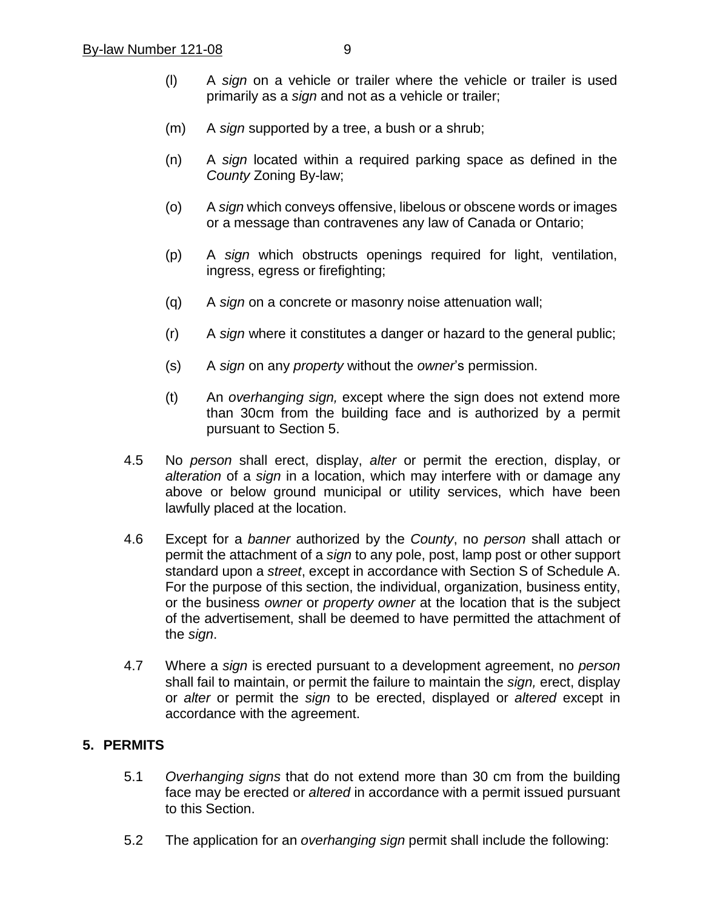(l) A *sign* on a vehicle or trailer where the vehicle or trailer is used primarily as a *sign* and not as a vehicle or trailer;

(m) A *sign* supported by a tree, a bush or a shrub;

(n) A *sign* located within a required parking space as defined in the *County* Zoning By-law;

(o) A *sign* which conveys offensive, libelous or obscene words or images or a message than contravenes any law of Canada or Ontario;

(p) A *sign* which obstructs openings required for light, ventilation, ingress, egress or firefighting;

(q) A *sign* on a concrete or masonry noise attenuation wall;

(r) A *sign* where it constitutes a danger or hazard to the general public;

(s) A *sign* on any *property* without the *owner*'s permission.

(t) An *overhanging sign,* except where the sign does not extend more than 30cm from the building face and is authorized by a permit pursuant to Section 5.

4.5 No *person* shall erect, display, *alter* or permit the erection, display, or *alteration* of a *sign* in a location, which may interfere with or damage any above or below ground municipal or utility services, which have been lawfully placed at the location.

4.6 Except for a *banner* authorized by the *County*, no *person* shall attach or permit the attachment of a *sign* to any pole, post, lamp post or other support standard upon a *street*, except in accordance with Section S of Schedule A. For the purpose of this section, the individual, organization, business entity, or the business *owner* or *property owner* at the location that is the subject of the advertisement, shall be deemed to have permitted the attachment of the *sign*.

4.7 Where a *sign* is erected pursuant to a development agreement, no *person* shall fail to maintain, or permit the failure to maintain the *sign,* erect, display or *alter* or permit the *sign* to be erected, displayed or *altered* except in accordance with the agreement.

## 5. PERMITS

5.1 *Overhanging signs* that do not extend more than 30 cm from the building face may be erected or *altered* in accordance with a permit issued pursuant to this Section.

5.2 The application for an *overhanging sign* permit shall include the following: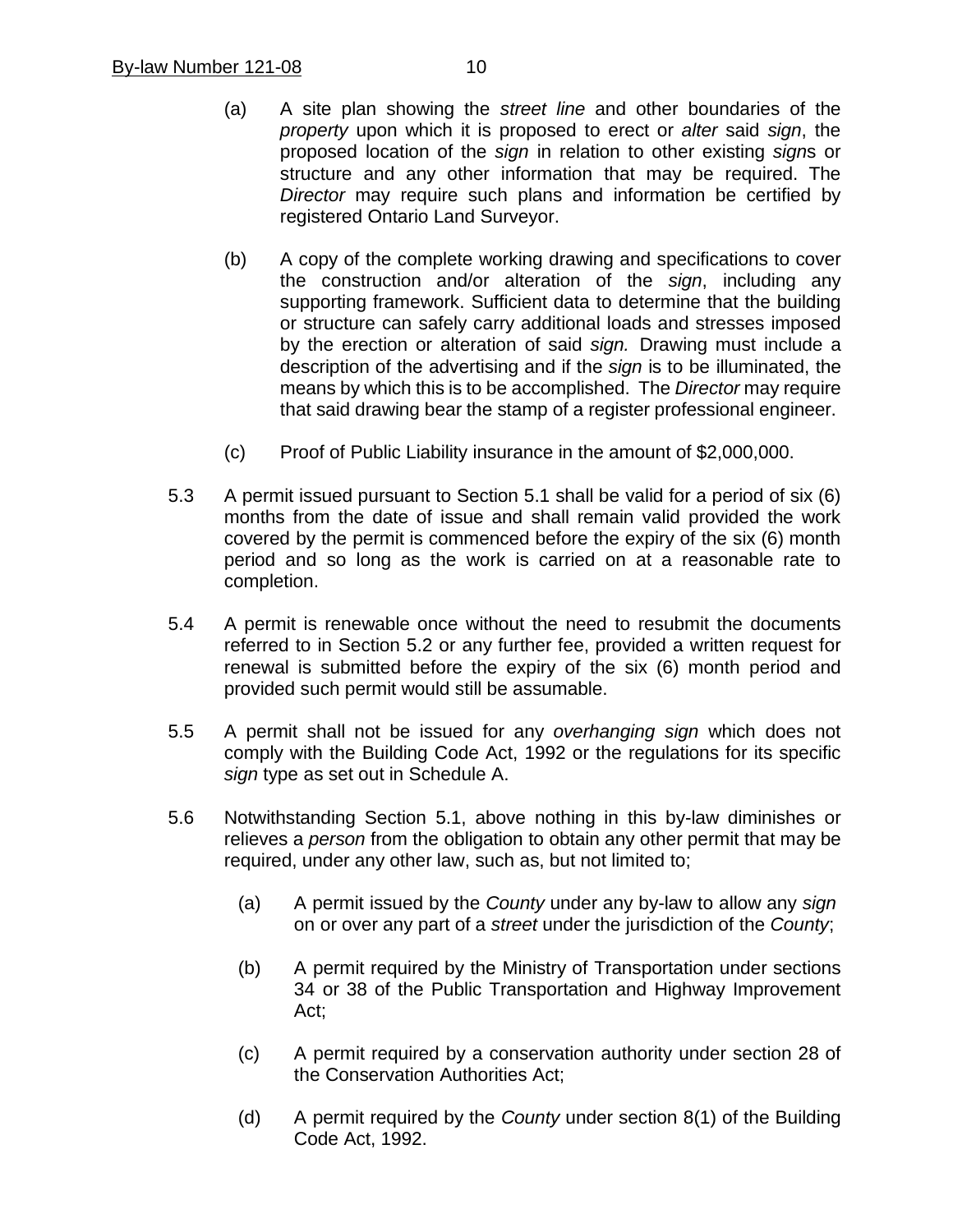(a) A site plan showing the *street line* and other boundaries of the *property* upon which it is proposed to erect or *alter* said *sign*, the proposed location of the *sign* in relation to other existing *sign*s or structure and any other information that may be required. The *Director* may require such plans and information be certified by registered Ontario Land Surveyor.

(b) A copy of the complete working drawing and specifications to cover the construction and/or alteration of the *sign*, including any supporting framework. Sufficient data to determine that the building or structure can safely carry additional loads and stresses imposed by the erection or alteration of said *sign.* Drawing must include a description of the advertising and if the *sign* is to be illuminated, the means by which this is to be accomplished. The *Director* may require that said drawing bear the stamp of a register professional engineer.

(c) Proof of Public Liability insurance in the amount of $2,000,000.

5.3 A permit issued pursuant to Section 5.1 shall be valid for a period of six (6) months from the date of issue and shall remain valid provided the work covered by the permit is commenced before the expiry of the six (6) month period and so long as the work is carried on at a reasonable rate to completion.

5.4 A permit is renewable once without the need to resubmit the documents referred to in Section 5.2 or any further fee, provided a written request for renewal is submitted before the expiry of the six (6) month period and provided such permit would still be assumable.

5.5 A permit shall not be issued for any *overhanging sign* which does not comply with the Building Code Act, 1992 or the regulations for its specific *sign* type as set out in Schedule A.

5.6 Notwithstanding Section 5.1, above nothing in this by-law diminishes or relieves a *person* from the obligation to obtain any other permit that may be required, under any other law, such as, but not limited to;

(a) A permit issued by the *County* under any by-law to allow any *sign* on or over any part of a *street* under the jurisdiction of the *County*;

(b) A permit required by the Ministry of Transportation under sections 34 or 38 of the Public Transportation and Highway Improvement Act;

(c) A permit required by a conservation authority under section 28 of the Conservation Authorities Act;

(d) A permit required by the *County* under section 8(1) of the Building Code Act, 1992.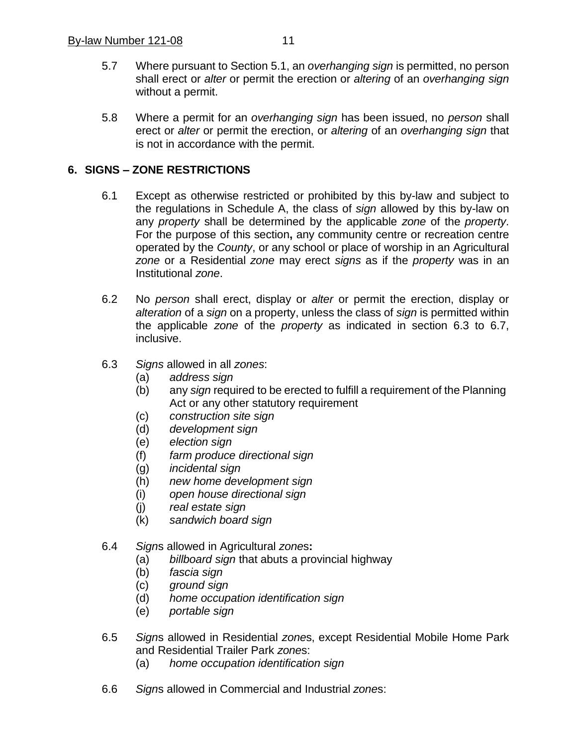5.7 Where pursuant to Section 5.1, an *overhanging sign* is permitted, no person shall erect or *alter* or permit the erection or *altering* of an *overhanging sign* without a permit.

5.8 Where a permit for an *overhanging sign* has been issued, no *person* shall erect or *alter* or permit the erection, or *altering* of an *overhanging sign* that is not in accordance with the permit.

## 6. SIGNS – ZONE RESTRICTIONS

6.1 Except as otherwise restricted or prohibited by this by-law and subject to the regulations in Schedule A, the class of *sign* allowed by this by-law on any *property* shall be determined by the applicable *zone* of the *property*. For the purpose of this section**,** any community centre or recreation centre operated by the *County*, or any school or place of worship in an Agricultural *zone* or a Residential *zone* may erect *signs* as if the *property* was in an Institutional *zone*.

6.2 No *person* shall erect, display or *alter* or permit the erection, display or *alteration* of a *sign* on a property, unless the class of *sign* is permitted within the applicable *zone* of the *property* as indicated in section 6.3 to 6.7, inclusive.

6.3 *Signs* allowed in all *zones*:

- (a) *address sign*
- (b) any *sign* required to be erected to fulfill a requirement of the Planning Act or any other statutory requirement
- (c) *construction site sign*
- (d) *development sign*
- (e) *election sign*
- (f) *farm produce directional sign*
- (g) *incidental sign*
- (h) *new home development sign*
- (i) *open house directional sign*
- (j) *real estate sign*
- (k) *sandwich board sign*

6.4 *Sign*s allowed in Agricultural *zone*s**:**

- (a) *billboard sign* that abuts a provincial highway
- (b) *fascia sign*
- (c) *ground sign*
- (d) *home occupation identification sign*
- (e) *portable sign*

6.5 *Sign*s allowed in Residential *zone*s, except Residential Mobile Home Park and Residential Trailer Park *zone*s:

- (a) *home occupation identification sign*

6.6 *Sign*s allowed in Commercial and Industrial *zone*s: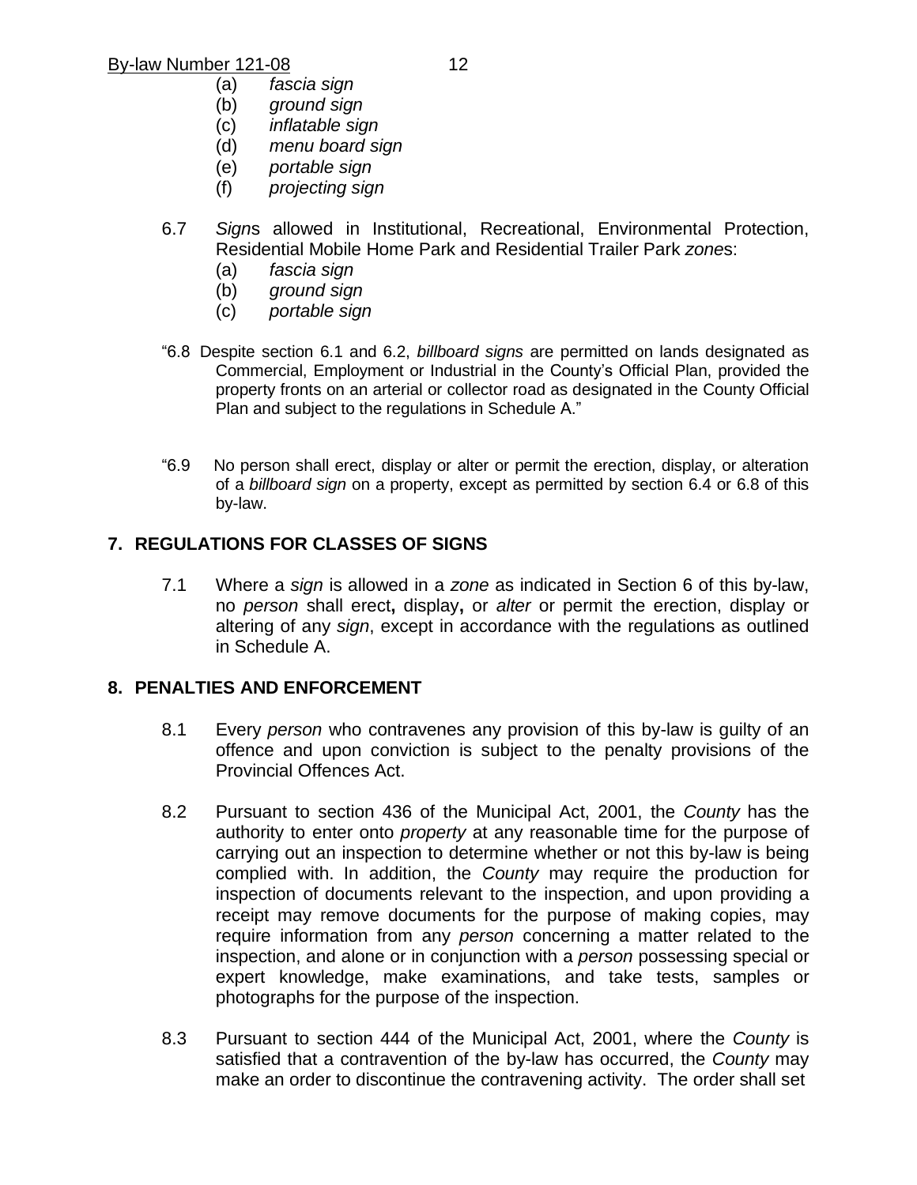(a) *fascia sign*
(b) *ground sign*
(c) *inflatable sign*
(d) *menu board sign*
(e) *portable sign*
(f) *projecting sign*

6.7 *Sign*s allowed in Institutional, Recreational, Environmental Protection, Residential Mobile Home Park and Residential Trailer Park *zone*s:

(a) *fascia sign*
(b) *ground sign*
(c) *portable sign*

"6.8 Despite section 6.1 and 6.2, *billboard signs* are permitted on lands designated as Commercial, Employment or Industrial in the County's Official Plan, provided the property fronts on an arterial or collector road as designated in the County Official Plan and subject to the regulations in Schedule A."

"6.9 No person shall erect, display or alter or permit the erection, display, or alteration of a *billboard sign* on a property, except as permitted by section 6.4 or 6.8 of this by-law.

## 7. REGULATIONS FOR CLASSES OF SIGNS

7.1 Where a *sign* is allowed in a *zone* as indicated in Section 6 of this by-law, no *person* shall erect**,** display**,** or *alter* or permit the erection, display or altering of any *sign*, except in accordance with the regulations as outlined in Schedule A.

## 8. PENALTIES AND ENFORCEMENT

8.1 Every *person* who contravenes any provision of this by-law is guilty of an offence and upon conviction is subject to the penalty provisions of the Provincial Offences Act.

8.2 Pursuant to section 436 of the Municipal Act, 2001, the *County* has the authority to enter onto *property* at any reasonable time for the purpose of carrying out an inspection to determine whether or not this by-law is being complied with. In addition, the *County* may require the production for inspection of documents relevant to the inspection, and upon providing a receipt may remove documents for the purpose of making copies, may require information from any *person* concerning a matter related to the inspection, and alone or in conjunction with a *person* possessing special or expert knowledge, make examinations, and take tests, samples or photographs for the purpose of the inspection.

8.3 Pursuant to section 444 of the Municipal Act, 2001, where the *County* is satisfied that a contravention of the by-law has occurred, the *County* may make an order to discontinue the contravening activity. The order shall set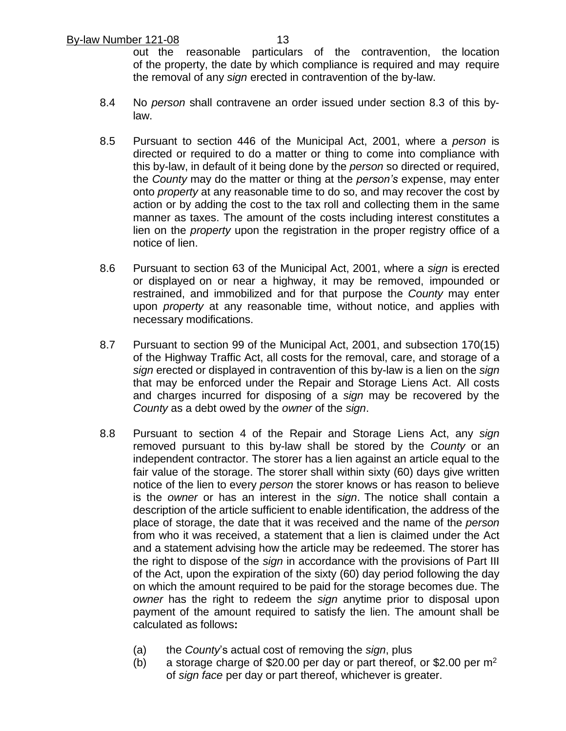out the reasonable particulars of the contravention, the location of the property, the date by which compliance is required and may require the removal of any *sign* erected in contravention of the by-law.

8.4 No *person* shall contravene an order issued under section 8.3 of this by-law.

8.5 Pursuant to section 446 of the Municipal Act, 2001, where a *person* is directed or required to do a matter or thing to come into compliance with this by-law, in default of it being done by the *person* so directed or required, the *County* may do the matter or thing at the *person's* expense, may enter onto *property* at any reasonable time to do so, and may recover the cost by action or by adding the cost to the tax roll and collecting them in the same manner as taxes. The amount of the costs including interest constitutes a lien on the *property* upon the registration in the proper registry office of a notice of lien.

8.6 Pursuant to section 63 of the Municipal Act, 2001, where a *sign* is erected or displayed on or near a highway, it may be removed, impounded or restrained, and immobilized and for that purpose the *County* may enter upon *property* at any reasonable time, without notice, and applies with necessary modifications.

8.7 Pursuant to section 99 of the Municipal Act, 2001, and subsection 170(15) of the Highway Traffic Act, all costs for the removal, care, and storage of a *sign* erected or displayed in contravention of this by-law is a lien on the *sign* that may be enforced under the Repair and Storage Liens Act. All costs and charges incurred for disposing of a *sign* may be recovered by the *County* as a debt owed by the *owner* of the *sign*.

8.8 Pursuant to section 4 of the Repair and Storage Liens Act, any *sign* removed pursuant to this by-law shall be stored by the *County* or an independent contractor. The storer has a lien against an article equal to the fair value of the storage. The storer shall within sixty (60) days give written notice of the lien to every *person* the storer knows or has reason to believe is the *owner* or has an interest in the *sign*. The notice shall contain a description of the article sufficient to enable identification, the address of the place of storage, the date that it was received and the name of the *person* from who it was received, a statement that a lien is claimed under the Act and a statement advising how the article may be redeemed. The storer has the right to dispose of the *sign* in accordance with the provisions of Part III of the Act, upon the expiration of the sixty (60) day period following the day on which the amount required to be paid for the storage becomes due. The *owner* has the right to redeem the *sign* anytime prior to disposal upon payment of the amount required to satisfy the lien. The amount shall be calculated as follows**:**

(a) the *County*'s actual cost of removing the *sign*, plus

(b) a storage charge of \$20.00 per day or part thereof, or \$2.00 per $m^2$ of *sign face* per day or part thereof, whichever is greater.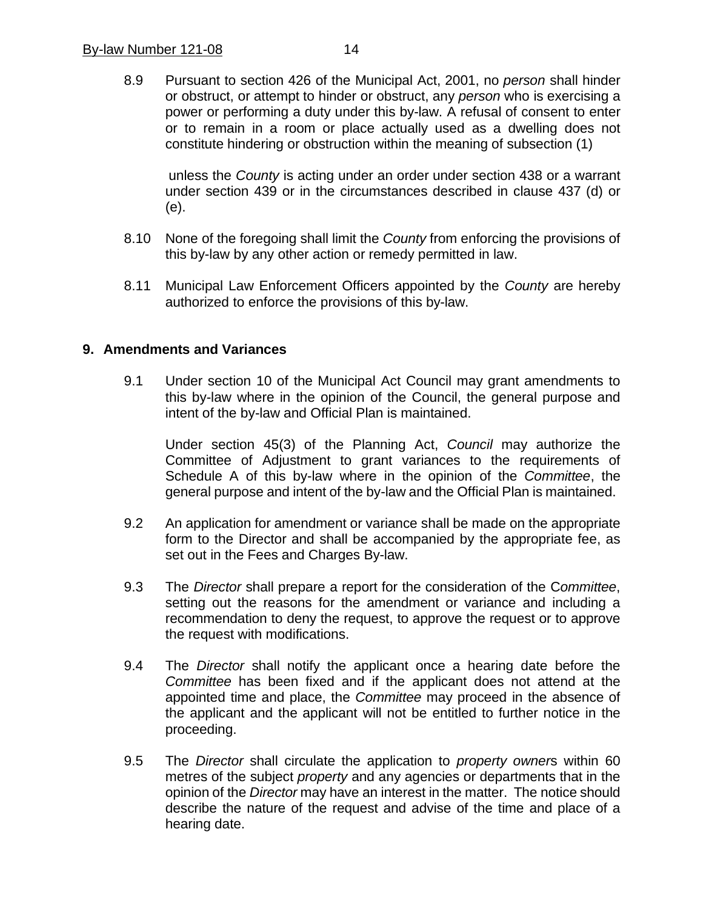8.9 Pursuant to section 426 of the Municipal Act, 2001, no *person* shall hinder or obstruct, or attempt to hinder or obstruct, any *person* who is exercising a power or performing a duty under this by-law. A refusal of consent to enter or to remain in a room or place actually used as a dwelling does not constitute hindering or obstruction within the meaning of subsection (1)

unless the *County* is acting under an order under section 438 or a warrant under section 439 or in the circumstances described in clause 437 (d) or (e).

8.10 None of the foregoing shall limit the *County* from enforcing the provisions of this by-law by any other action or remedy permitted in law.

8.11 Municipal Law Enforcement Officers appointed by the *County* are hereby authorized to enforce the provisions of this by-law.

## 9. Amendments and Variances

9.1 Under section 10 of the Municipal Act Council may grant amendments to this by-law where in the opinion of the Council, the general purpose and intent of the by-law and Official Plan is maintained.

Under section 45(3) of the Planning Act, *Council* may authorize the Committee of Adjustment to grant variances to the requirements of Schedule A of this by-law where in the opinion of the *Committee*, the general purpose and intent of the by-law and the Official Plan is maintained.

9.2 An application for amendment or variance shall be made on the appropriate form to the Director and shall be accompanied by the appropriate fee, as set out in the Fees and Charges By-law.

9.3 The *Director* shall prepare a report for the consideration of the C*ommittee*, setting out the reasons for the amendment or variance and including a recommendation to deny the request, to approve the request or to approve the request with modifications.

9.4 The *Director* shall notify the applicant once a hearing date before the *Committee* has been fixed and if the applicant does not attend at the appointed time and place, the *Committee* may proceed in the absence of the applicant and the applicant will not be entitled to further notice in the proceeding.

9.5 The *Director* shall circulate the application to *property owner*s within 60 metres of the subject *property* and any agencies or departments that in the opinion of the *Director* may have an interest in the matter. The notice should describe the nature of the request and advise of the time and place of a hearing date.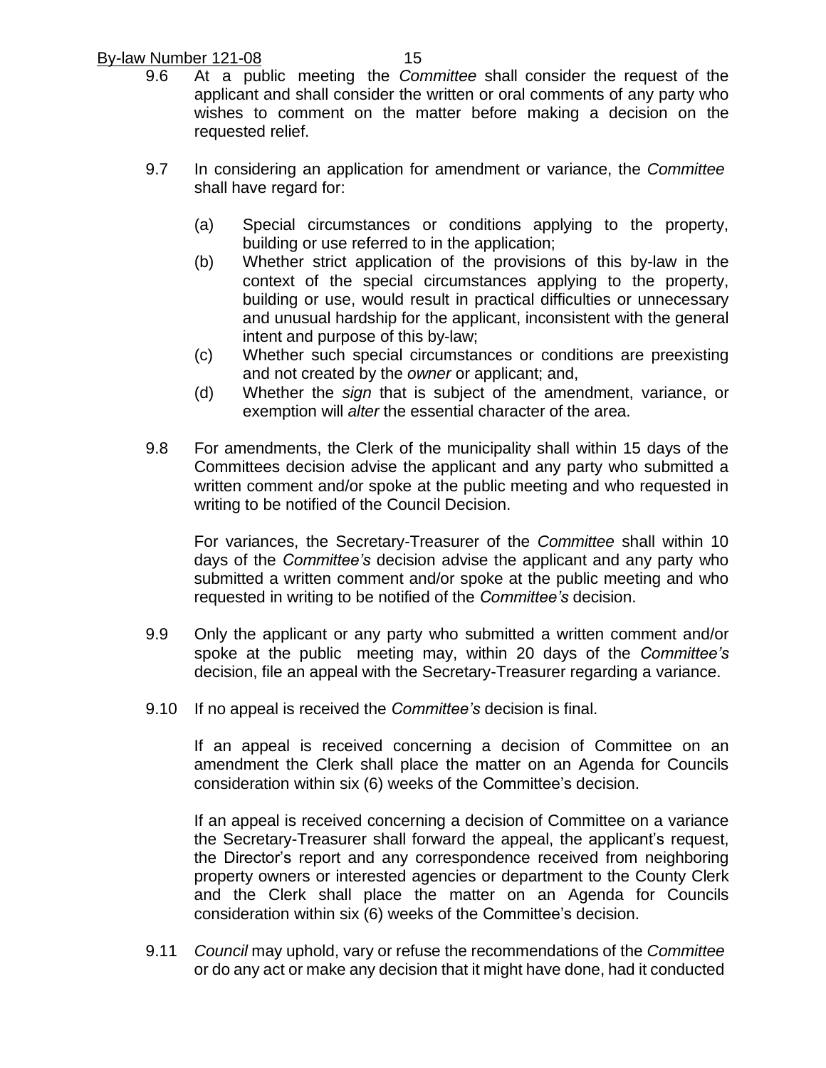9.6 At a public meeting the *Committee* shall consider the request of the applicant and shall consider the written or oral comments of any party who wishes to comment on the matter before making a decision on the requested relief.

9.7 In considering an application for amendment or variance, the *Committee* shall have regard for:

(a) Special circumstances or conditions applying to the property, building or use referred to in the application;

(b) Whether strict application of the provisions of this by-law in the context of the special circumstances applying to the property, building or use, would result in practical difficulties or unnecessary and unusual hardship for the applicant, inconsistent with the general intent and purpose of this by-law;

(c) Whether such special circumstances or conditions are preexisting and not created by the *owner* or applicant; and,

(d) Whether the *sign* that is subject of the amendment, variance, or exemption will *alter* the essential character of the area.

9.8 For amendments, the Clerk of the municipality shall within 15 days of the Committees decision advise the applicant and any party who submitted a written comment and/or spoke at the public meeting and who requested in writing to be notified of the Council Decision.

For variances, the Secretary-Treasurer of the *Committee* shall within 10 days of the *Committee's* decision advise the applicant and any party who submitted a written comment and/or spoke at the public meeting and who requested in writing to be notified of the *Committee's* decision.

9.9 Only the applicant or any party who submitted a written comment and/or spoke at the public meeting may, within 20 days of the *Committee's* decision, file an appeal with the Secretary-Treasurer regarding a variance.

9.10 If no appeal is received the *Committee's* decision is final.

If an appeal is received concerning a decision of Committee on an amendment the Clerk shall place the matter on an Agenda for Councils consideration within six (6) weeks of the Committee's decision.

If an appeal is received concerning a decision of Committee on a variance the Secretary-Treasurer shall forward the appeal, the applicant's request, the Director's report and any correspondence received from neighboring property owners or interested agencies or department to the County Clerk and the Clerk shall place the matter on an Agenda for Councils consideration within six (6) weeks of the Committee's decision.

9.11 *Council* may uphold, vary or refuse the recommendations of the *Committee* or do any act or make any decision that it might have done, had it conducted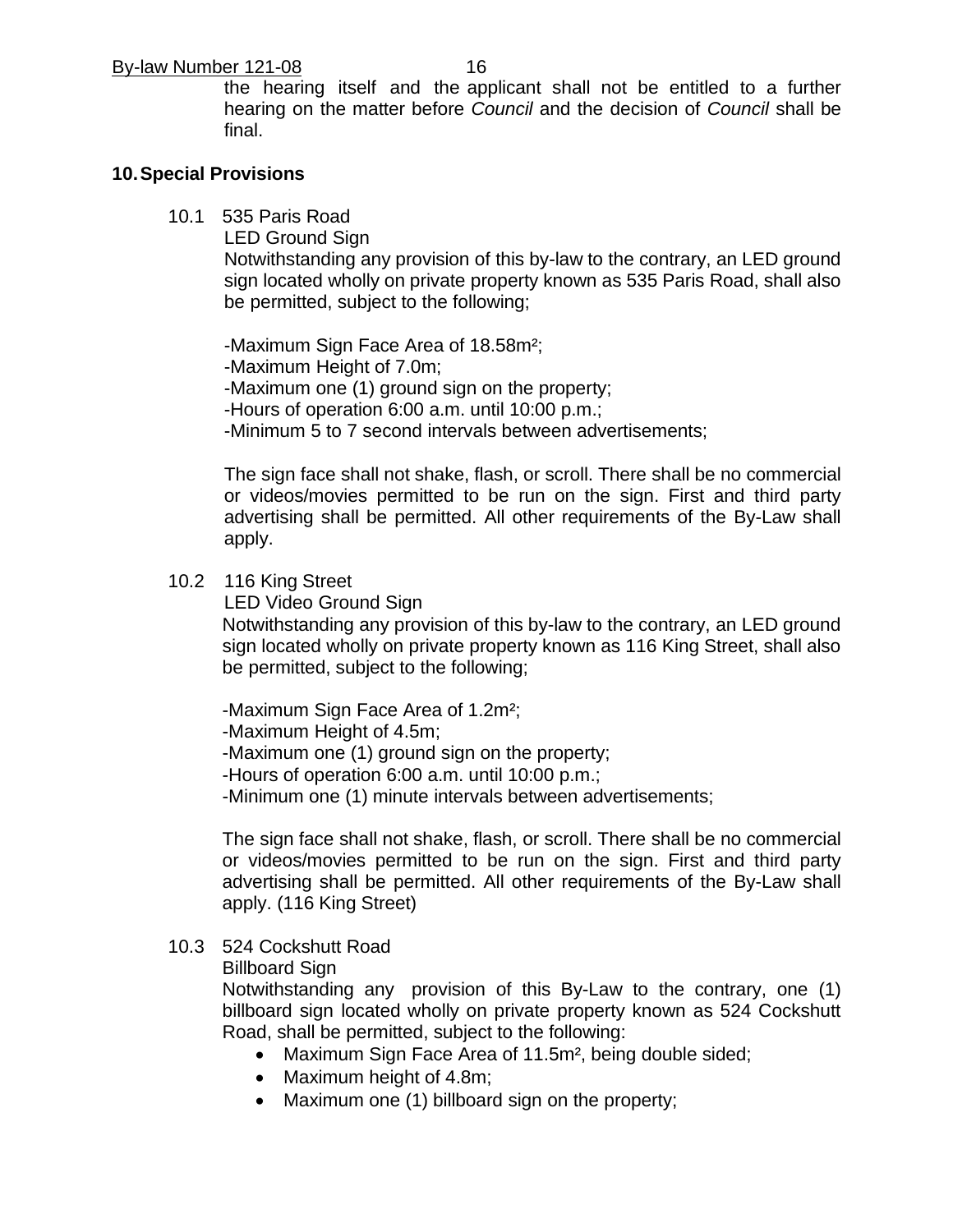the hearing itself and the applicant shall not be entitled to a further hearing on the matter before *Council* and the decision of *Council* shall be final.

## 10. Special Provisions

10.1 535 Paris Road

LED Ground Sign

Notwithstanding any provision of this by-law to the contrary, an LED ground sign located wholly on private property known as 535 Paris Road, shall also be permitted, subject to the following;

-Maximum Sign Face Area of 18.58m²;
-Maximum Height of 7.0m;
-Maximum one (1) ground sign on the property;
-Hours of operation 6:00 a.m. until 10:00 p.m.;
-Minimum 5 to 7 second intervals between advertisements;

The sign face shall not shake, flash, or scroll. There shall be no commercial or videos/movies permitted to be run on the sign. First and third party advertising shall be permitted. All other requirements of the By-Law shall apply.

10.2 116 King Street

LED Video Ground Sign

Notwithstanding any provision of this by-law to the contrary, an LED ground sign located wholly on private property known as 116 King Street, shall also be permitted, subject to the following;

-Maximum Sign Face Area of 1.2m²;
-Maximum Height of 4.5m;
-Maximum one (1) ground sign on the property;
-Hours of operation 6:00 a.m. until 10:00 p.m.;
-Minimum one (1) minute intervals between advertisements;

The sign face shall not shake, flash, or scroll. There shall be no commercial or videos/movies permitted to be run on the sign. First and third party advertising shall be permitted. All other requirements of the By-Law shall apply. (116 King Street)

10.3 524 Cockshutt Road

Billboard Sign

Notwithstanding any provision of this By-Law to the contrary, one (1) billboard sign located wholly on private property known as 524 Cockshutt Road, shall be permitted, subject to the following:

- Maximum Sign Face Area of 11.5m², being double sided;
- Maximum height of 4.8m;
- Maximum one (1) billboard sign on the property;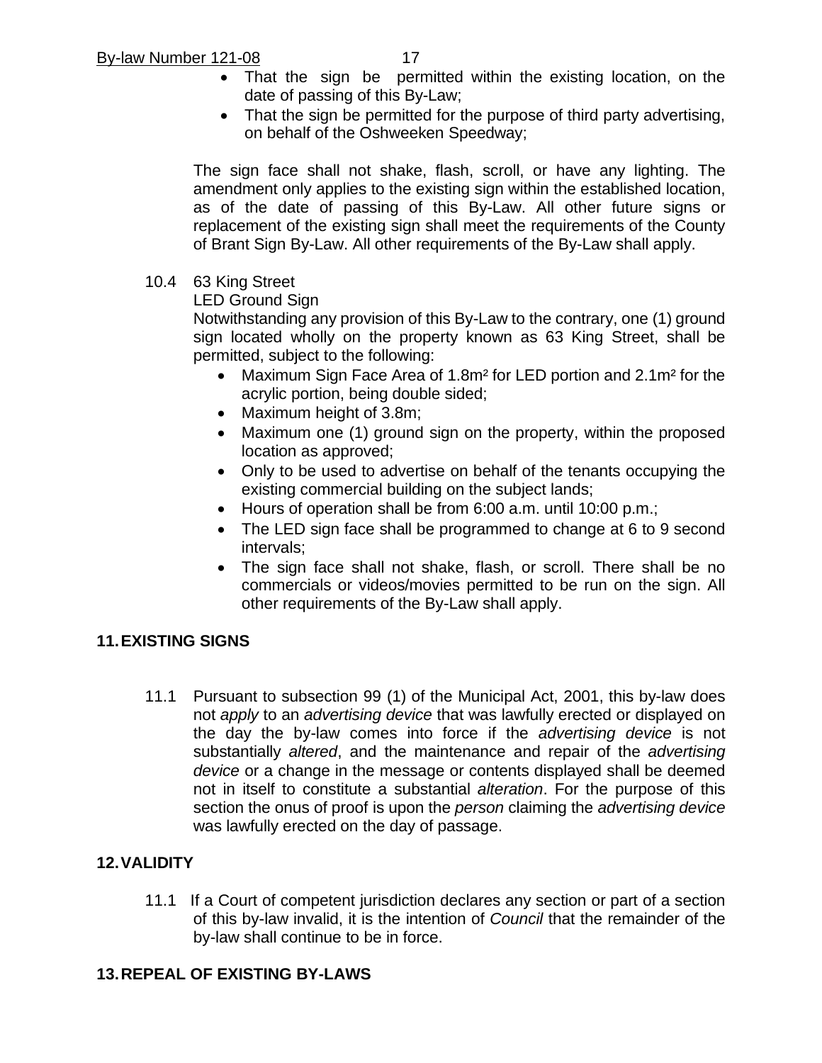- That the sign be permitted within the existing location, on the date of passing of this By-Law;
- That the sign be permitted for the purpose of third party advertising, on behalf of the Oshweeken Speedway;

The sign face shall not shake, flash, scroll, or have any lighting. The amendment only applies to the existing sign within the established location, as of the date of passing of this By-Law. All other future signs or replacement of the existing sign shall meet the requirements of the County of Brant Sign By-Law. All other requirements of the By-Law shall apply.

10.4 63 King Street

LED Ground Sign

Notwithstanding any provision of this By-Law to the contrary, one (1) ground sign located wholly on the property known as 63 King Street, shall be permitted, subject to the following:

- Maximum Sign Face Area of 1.8m² for LED portion and 2.1m² for the acrylic portion, being double sided;
- Maximum height of 3.8m;
- Maximum one (1) ground sign on the property, within the proposed location as approved;
- Only to be used to advertise on behalf of the tenants occupying the existing commercial building on the subject lands;
- Hours of operation shall be from 6:00 a.m. until 10:00 p.m.;
- The LED sign face shall be programmed to change at 6 to 9 second intervals;
- The sign face shall not shake, flash, or scroll. There shall be no commercials or videos/movies permitted to be run on the sign. All other requirements of the By-Law shall apply.

## 11. EXISTING SIGNS

11.1 Pursuant to subsection 99 (1) of the Municipal Act, 2001, this by-law does not *apply* to an *advertising device* that was lawfully erected or displayed on the day the by-law comes into force if the *advertising device* is not substantially *altered*, and the maintenance and repair of the *advertising device* or a change in the message or contents displayed shall be deemed not in itself to constitute a substantial *alteration*. For the purpose of this section the onus of proof is upon the *person* claiming the *advertising device* was lawfully erected on the day of passage.

## 12. VALIDITY

11.1 If a Court of competent jurisdiction declares any section or part of a section of this by-law invalid, it is the intention of *Council* that the remainder of the by-law shall continue to be in force.

## 13. REPEAL OF EXISTING BY-LAWS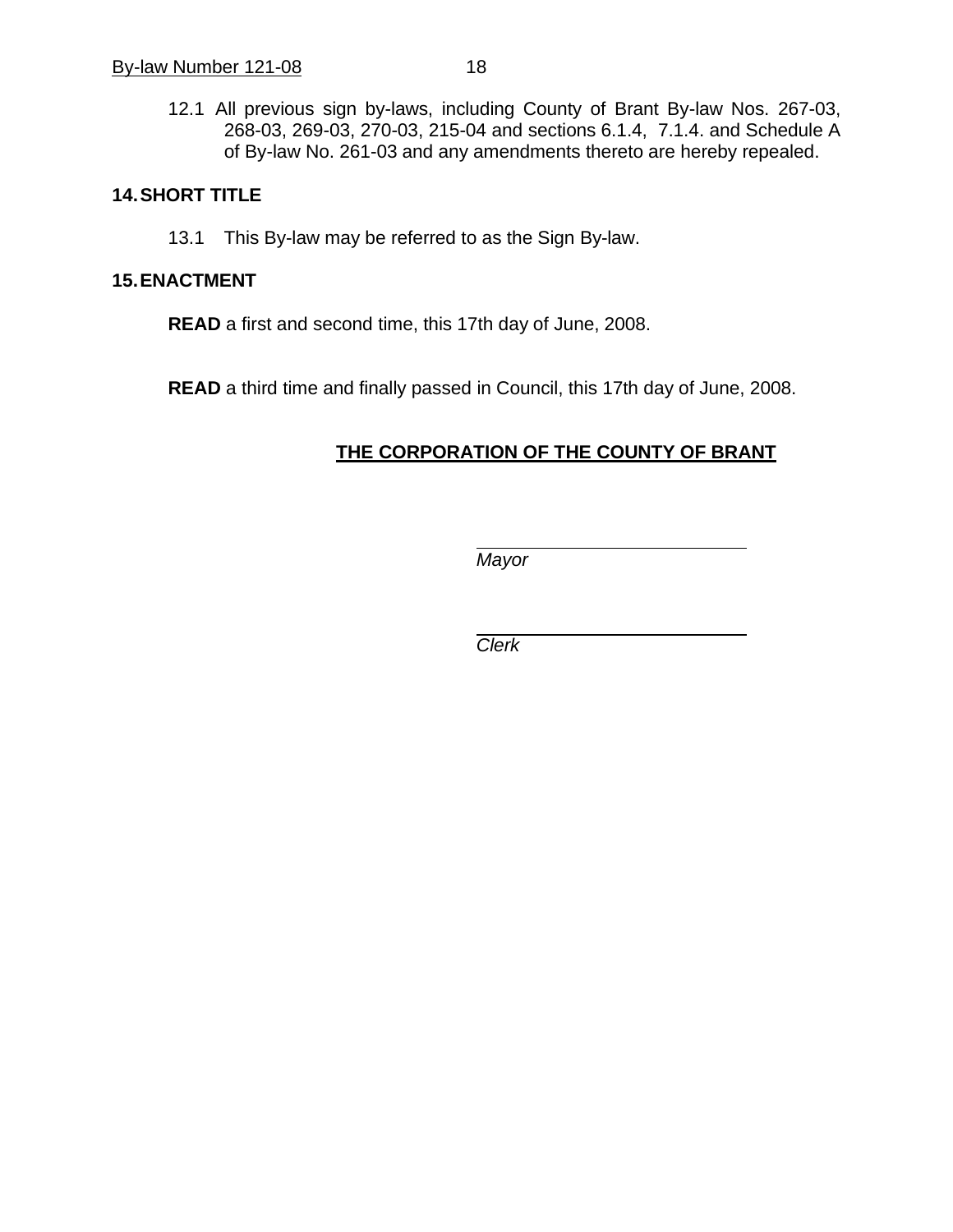12.1 All previous sign by-laws, including County of Brant By-law Nos. 267-03, 268-03, 269-03, 270-03, 215-04 and sections 6.1.4, 7.1.4. and Schedule A of By-law No. 261-03 and any amendments thereto are hereby repealed.

## 14. SHORT TITLE

13.1 This By-law may be referred to as the Sign By-law.

## 15. ENACTMENT

**READ** a first and second time, this 17th day of June, 2008.

**READ** a third time and finally passed in Council, this 17th day of June, 2008.

**THE CORPORATION OF THE COUNTY OF BRANT**

_____________________________
*Mayor*

_____________________________
*Clerk*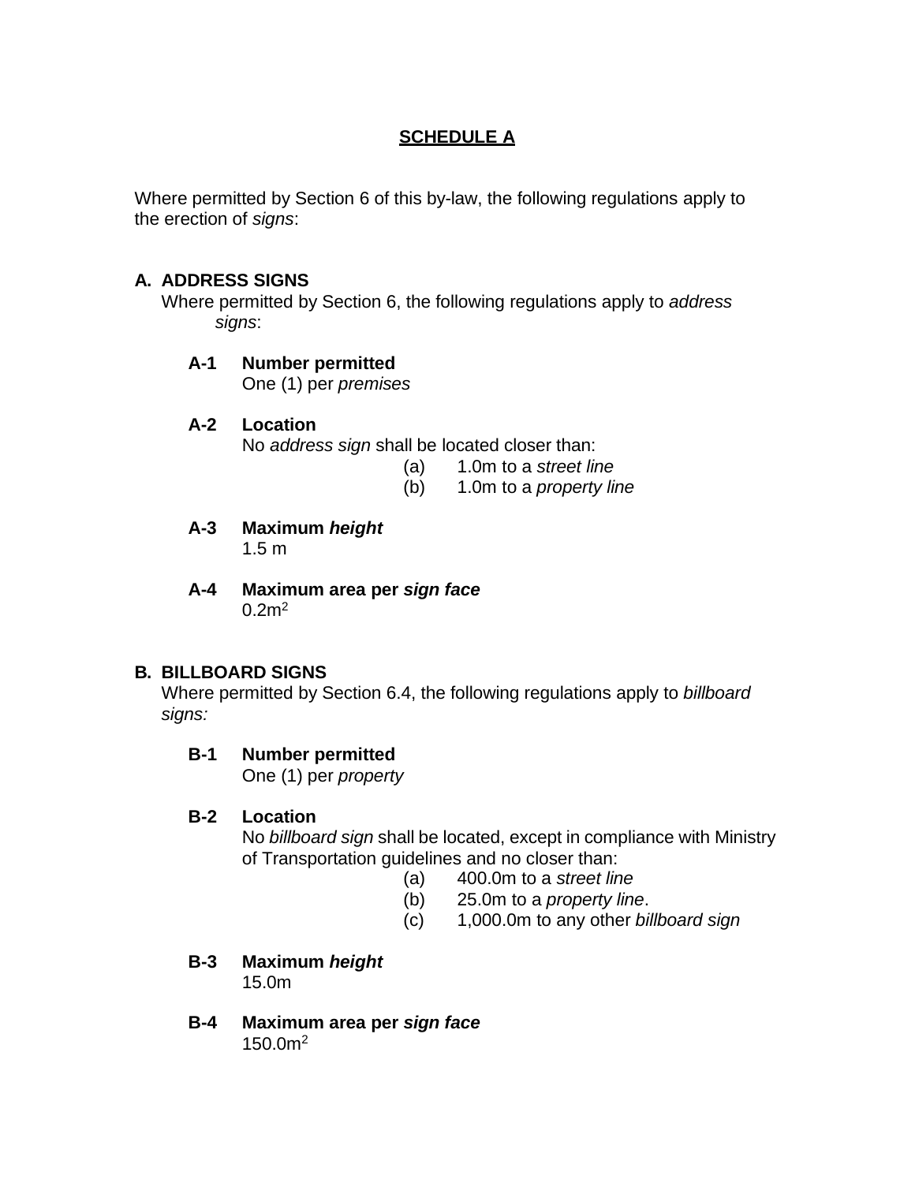# SCHEDULE A

Where permitted by Section 6 of this by-law, the following regulations apply to the erection of *signs*:

## A. ADDRESS SIGNS

Where permitted by Section 6, the following regulations apply to *address signs*:

### A-1 Number permitted

One (1) per *premises*

### A-2 Location

No *address sign* shall be located closer than:

(a) 1.0m to a *street line*
(b) 1.0m to a *property line*

### A-3 Maximum *height*

1.5 m

### A-4 Maximum area per *sign face*

0.2m$^2$

## B. BILLBOARD SIGNS

Where permitted by Section 6.4, the following regulations apply to *billboard signs:*

### B-1 Number permitted

One (1) per *property*

### B-2 Location

No *billboard sign* shall be located, except in compliance with Ministry of Transportation guidelines and no closer than:

(a) 400.0m to a *street line*
(b) 25.0m to a *property line*.
(c) 1,000.0m to any other *billboard sign*

### B-3 Maximum *height*

15.0m

### B-4 Maximum area per *sign face*

150.0m$^2$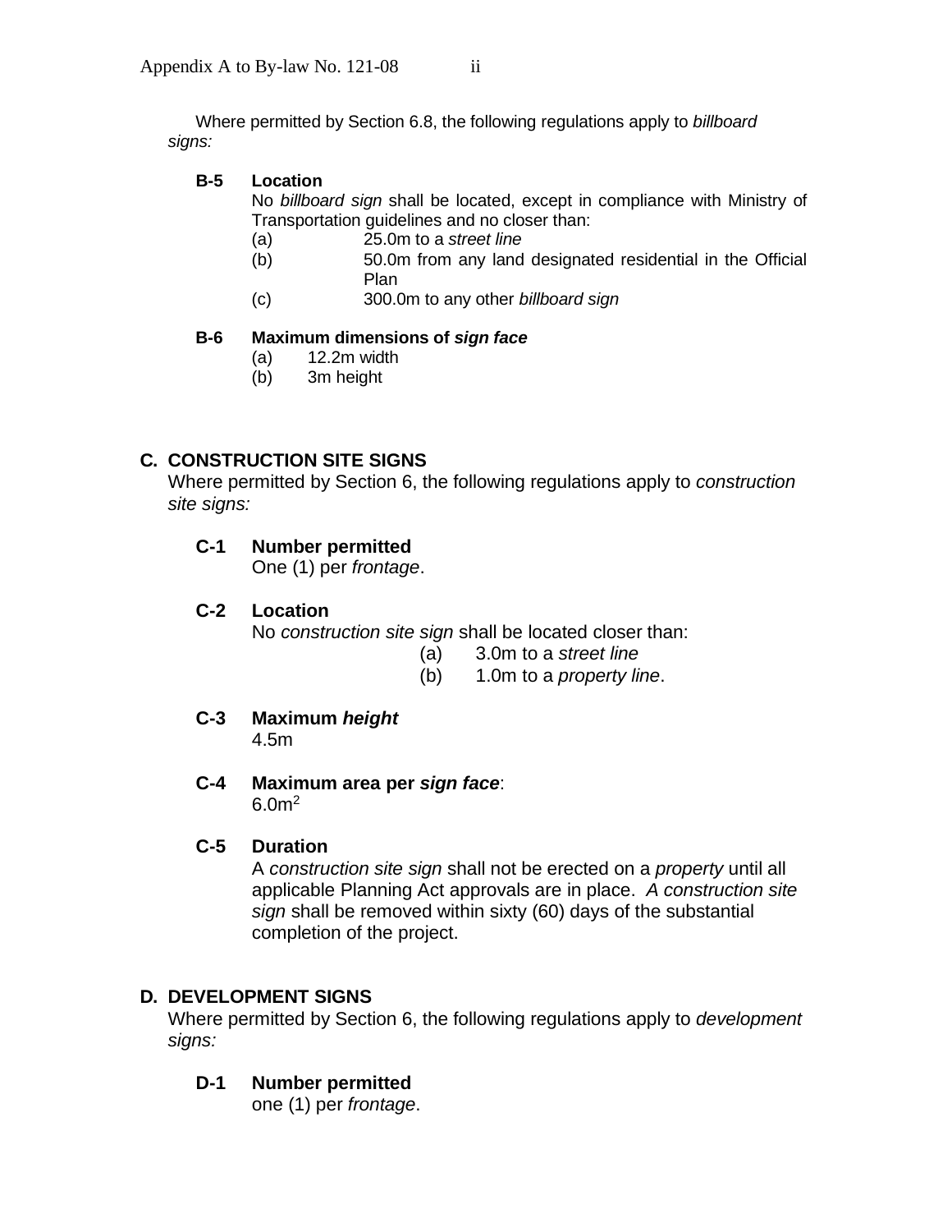Where permitted by Section 6.8, the following regulations apply to *billboard signs:*

**B-5 Location**

No *billboard sign* shall be located, except in compliance with Ministry of Transportation guidelines and no closer than:

(a) 25.0m to a *street line*

(b) 50.0m from any land designated residential in the Official Plan

(c) 300.0m to any other *billboard sign*

**B-6 Maximum dimensions of *sign face***

(a) 12.2m width

(b) 3m height

## C. CONSTRUCTION SITE SIGNS

Where permitted by Section 6, the following regulations apply to *construction site signs:*

**C-1 Number permitted**

One (1) per *frontage*.

**C-2 Location**

No *construction site sign* shall be located closer than:

(a) 3.0m to a *street line*

(b) 1.0m to a *property line*.

**C-3 Maximum *height***

4.5m

**C-4 Maximum area per *sign face*:**

$6.0m^2$

**C-5 Duration**

A *construction site sign* shall not be erected on a *property* until all applicable Planning Act approvals are in place. *A construction site sign* shall be removed within sixty (60) days of the substantial completion of the project.

## D. DEVELOPMENT SIGNS

Where permitted by Section 6, the following regulations apply to *development signs:*

**D-1 Number permitted**

one (1) per *frontage*.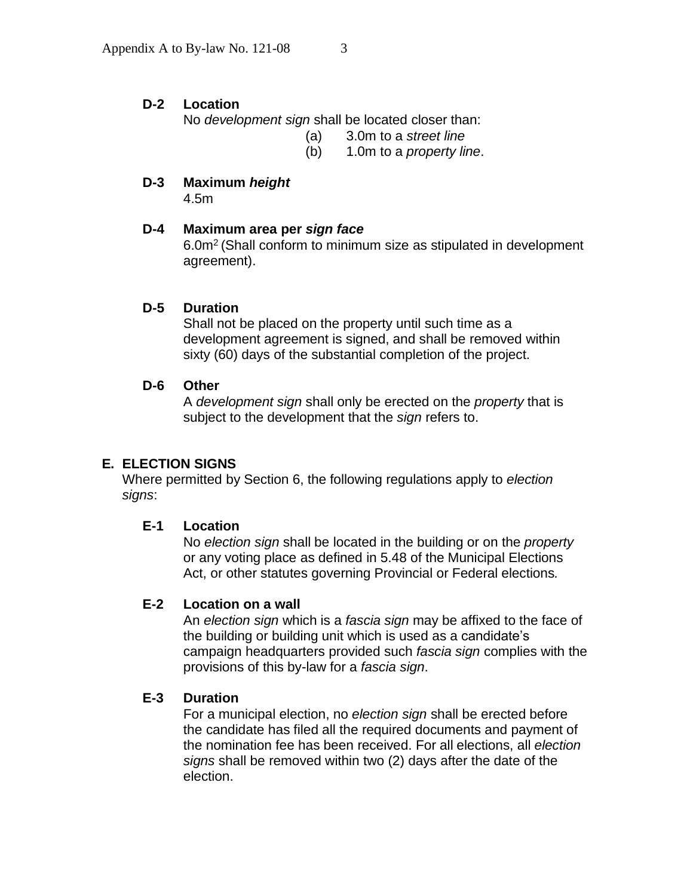**D-2 Location**

No *development sign* shall be located closer than:

(a) 3.0m to a *street line*
(b) 1.0m to a *property line*.

**D-3 Maximum *height***

4.5m

**D-4 Maximum area per *sign face***

6.0m$^2$ (Shall conform to minimum size as stipulated in development agreement).

**D-5 Duration**

Shall not be placed on the property until such time as a development agreement is signed, and shall be removed within sixty (60) days of the substantial completion of the project.

**D-6 Other**

A *development sign* shall only be erected on the *property* that is subject to the development that the *sign* refers to.

## E. ELECTION SIGNS

Where permitted by Section 6, the following regulations apply to *election signs*:

**E-1 Location**

No *election sign* shall be located in the building or on the *property* or any voting place as defined in 5.48 of the Municipal Elections Act, or other statutes governing Provincial or Federal elections.

**E-2 Location on a wall**

An *election sign* which is a *fascia sign* may be affixed to the face of the building or building unit which is used as a candidate's campaign headquarters provided such *fascia sign* complies with the provisions of this by-law for a *fascia sign*.

**E-3 Duration**

For a municipal election, no *election sign* shall be erected before the candidate has filed all the required documents and payment of the nomination fee has been received. For all elections, all *election signs* shall be removed within two (2) days after the date of the election.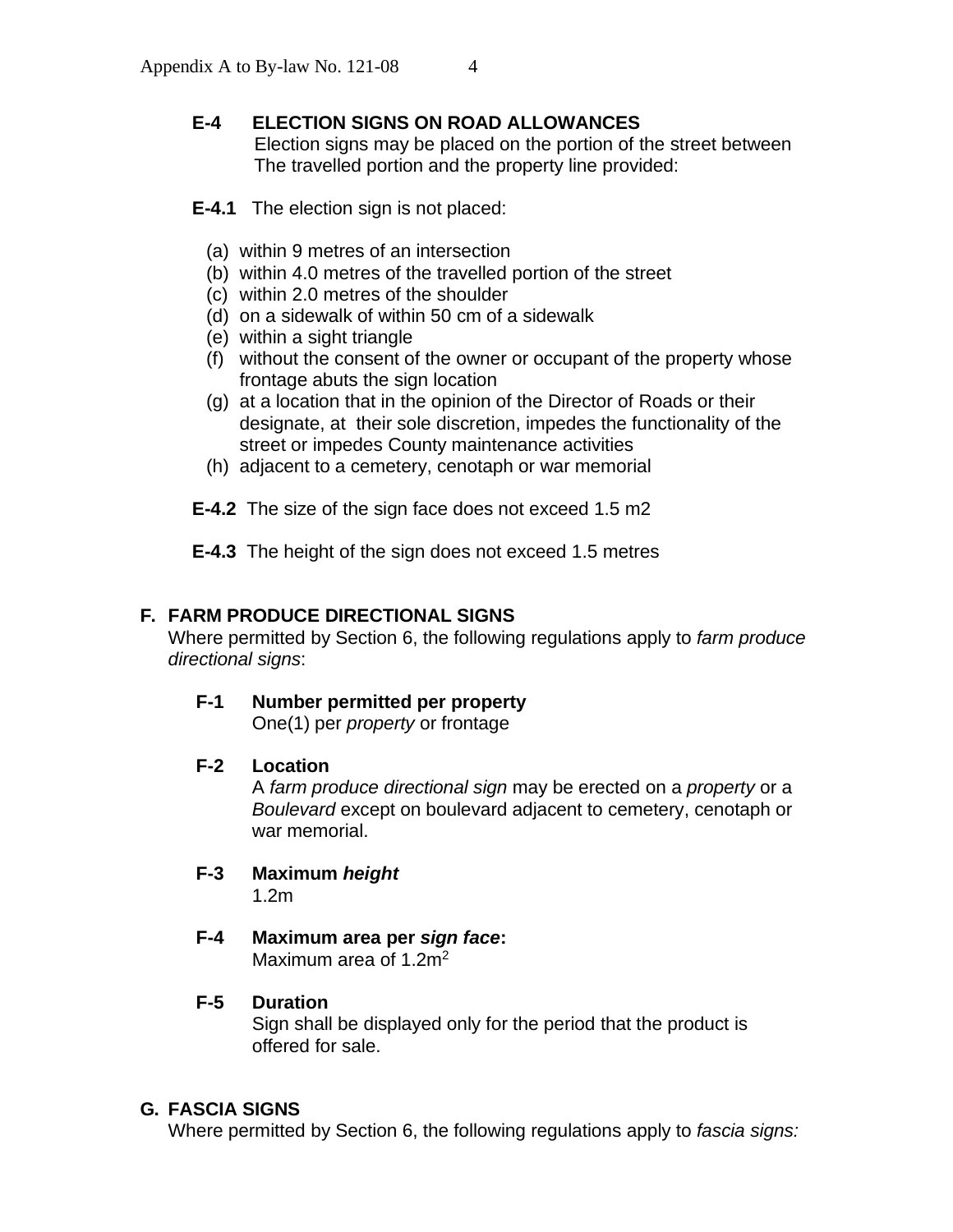**E-4 ELECTION SIGNS ON ROAD ALLOWANCES**
Election signs may be placed on the portion of the street between The travelled portion and the property line provided:

**E-4.1** The election sign is not placed:

(a) within 9 metres of an intersection
(b) within 4.0 metres of the travelled portion of the street
(c) within 2.0 metres of the shoulder
(d) on a sidewalk of within 50 cm of a sidewalk
(e) within a sight triangle
(f) without the consent of the owner or occupant of the property whose frontage abuts the sign location
(g) at a location that in the opinion of the Director of Roads or their designate, at their sole discretion, impedes the functionality of the street or impedes County maintenance activities
(h) adjacent to a cemetery, cenotaph or war memorial

**E-4.2** The size of the sign face does not exceed 1.5 m2

**E-4.3** The height of the sign does not exceed 1.5 metres

## F. FARM PRODUCE DIRECTIONAL SIGNS

Where permitted by Section 6, the following regulations apply to *farm produce directional signs*:

**F-1 Number permitted per property**
One(1) per *property* or frontage

**F-2 Location**
A *farm produce directional sign* may be erected on a *property* or a *Boulevard* except on boulevard adjacent to cemetery, cenotaph or war memorial.

**F-3 Maximum *height***
1.2m

**F-4 Maximum area per *sign face*:**
Maximum area of $1.2m^2$

**F-5 Duration**
Sign shall be displayed only for the period that the product is offered for sale.

## G. FASCIA SIGNS

Where permitted by Section 6, the following regulations apply to *fascia signs:*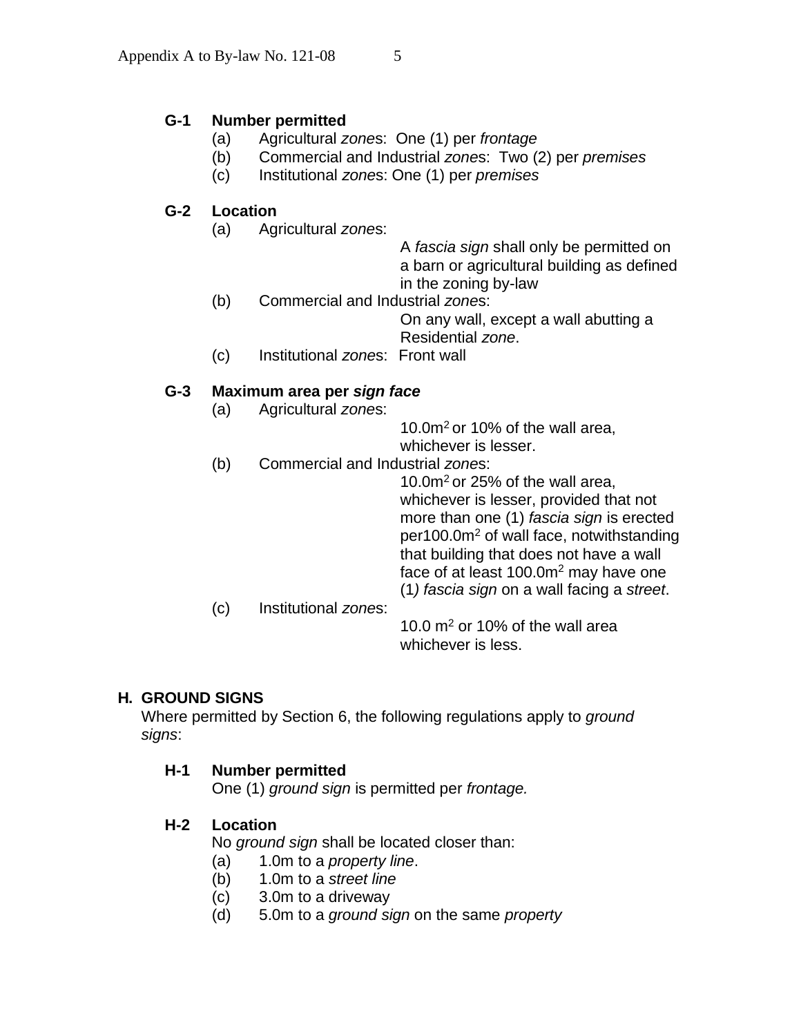**G-1 Number permitted**

(a) Agricultural *zone*s: One (1) per *frontage*

(b) Commercial and Industrial *zone*s: Two (2) per *premises*

(c) Institutional *zone*s: One (1) per *premises*

**G-2 Location**

(a) Agricultural *zone*s:
A *fascia sign* shall only be permitted on a barn or agricultural building as defined in the zoning by-law

(b) Commercial and Industrial *zone*s:
On any wall, except a wall abutting a Residential *zone*.

(c) Institutional *zone*s: Front wall

**G-3 Maximum area per *sign face***

(a) Agricultural *zone*s:
$10.0m^2$ or 10% of the wall area, whichever is lesser.

(b) Commercial and Industrial *zone*s:
$10.0m^2$ or 25% of the wall area, whichever is lesser, provided that not more than one (1) *fascia sign* is erected per$100.0m^2$ of wall face, notwithstanding that building that does not have a wall face of at least $100.0m^2$ may have one (1*) fascia sign* on a wall facing a *street*.

(c) Institutional *zone*s:
$10.0\ m^2$ or 10% of the wall area whichever is less.

## H. GROUND SIGNS

Where permitted by Section 6, the following regulations apply to *ground signs*:

**H-1 Number permitted**

One (1) *ground sign* is permitted per *frontage.*

**H-2 Location**

No *ground sign* shall be located closer than:

(a) 1.0m to a *property line*.

(b) 1.0m to a *street line*

(c) 3.0m to a driveway

(d) 5.0m to a *ground sign* on the same *property*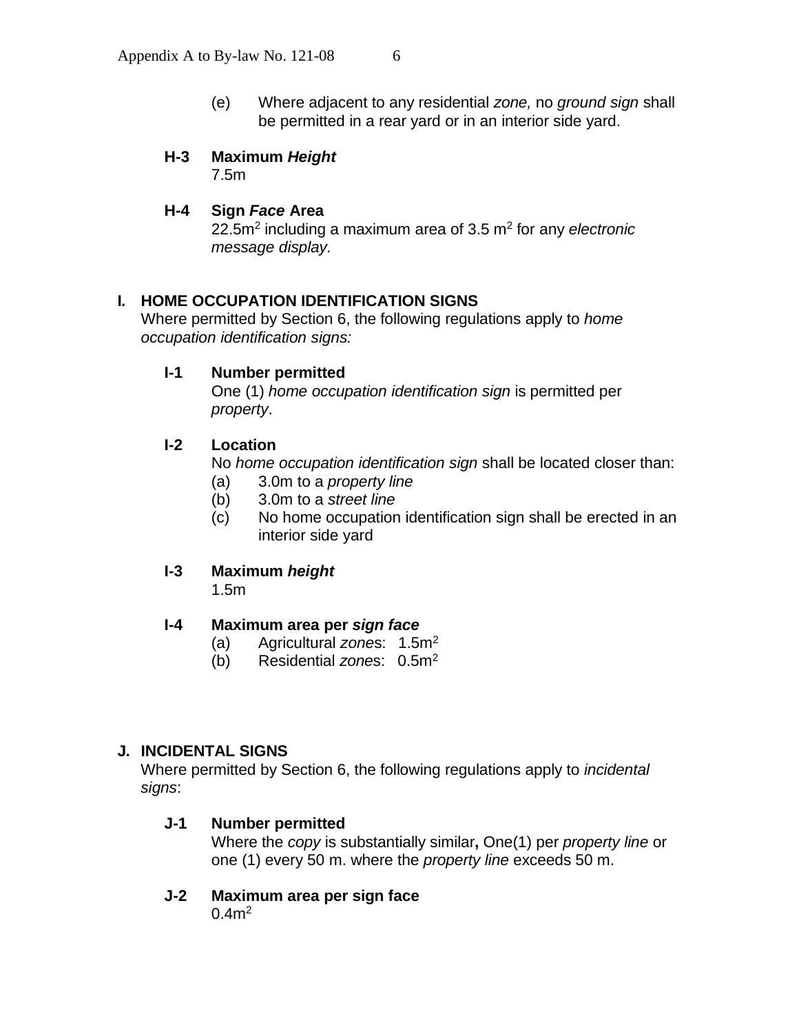(e) Where adjacent to any residential *zone,* no *ground sign* shall be permitted in a rear yard or in an interior side yard.

**H-3 Maximum *Height***
7.5m

**H-4 Sign *Face* Area**
22.5m$^2$ including a maximum area of 3.5 m$^2$ for any *electronic message display.*

## I. HOME OCCUPATION IDENTIFICATION SIGNS

Where permitted by Section 6, the following regulations apply to *home occupation identification signs:*

**I-1 Number permitted**
One (1) *home occupation identification sign* is permitted per *property*.

**I-2 Location**
No *home occupation identification sign* shall be located closer than:
- (a) 3.0m to a *property line*
- (b) 3.0m to a *street line*
- (c) No home occupation identification sign shall be erected in an interior side yard

**I-3 Maximum *height***
1.5m

**I-4 Maximum area per *sign face***
- (a) Agricultural *zone*s: 1.5m$^2$
- (b) Residential *zone*s: 0.5m$^2$

## J. INCIDENTAL SIGNS

Where permitted by Section 6, the following regulations apply to *incidental signs*:

**J-1 Number permitted**
Where the *copy* is substantially similar**,** One(1) per *property line* or one (1) every 50 m. where the *property line* exceeds 50 m.

**J-2 Maximum area per sign face**
0.4m$^2$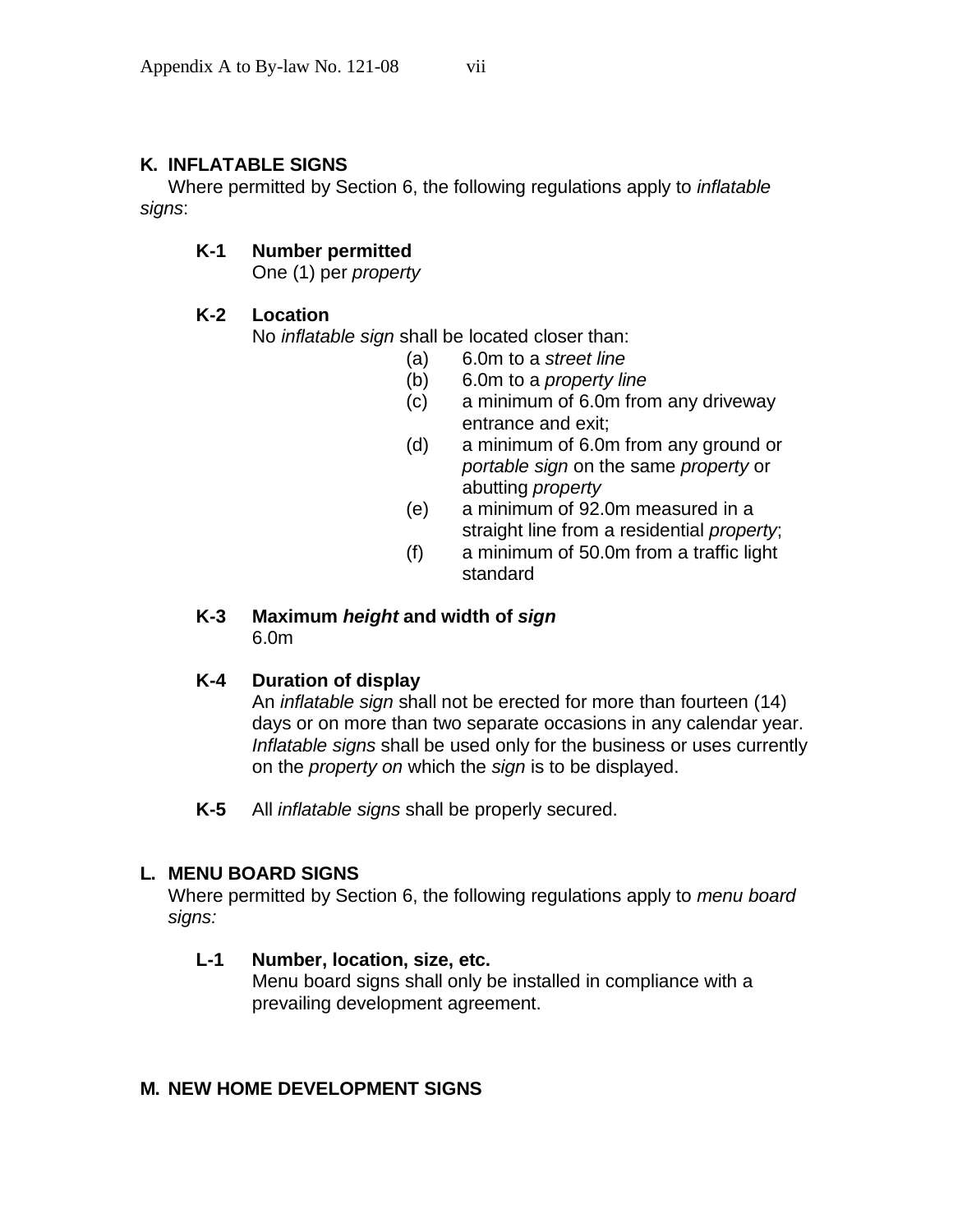## K. INFLATABLE SIGNS

Where permitted by Section 6, the following regulations apply to *inflatable signs*:

**K-1 Number permitted**
One (1) per *property*

**K-2 Location**
No *inflatable sign* shall be located closer than:

(a) 6.0m to a *street line*
(b) 6.0m to a *property line*
(c) a minimum of 6.0m from any driveway entrance and exit;
(d) a minimum of 6.0m from any ground or *portable sign* on the same *property* or abutting *property*
(e) a minimum of 92.0m measured in a straight line from a residential *property*;
(f) a minimum of 50.0m from a traffic light standard

**K-3 Maximum *height* and width of *sign***
6.0m

**K-4 Duration of display**
An *inflatable sign* shall not be erected for more than fourteen (14) days or on more than two separate occasions in any calendar year. *Inflatable signs* shall be used only for the business or uses currently on the *property on* which the *sign* is to be displayed.

**K-5** All *inflatable signs* shall be properly secured.

## L. MENU BOARD SIGNS

Where permitted by Section 6, the following regulations apply to *menu board signs:*

**L-1 Number, location, size, etc.**
Menu board signs shall only be installed in compliance with a prevailing development agreement.

## M. NEW HOME DEVELOPMENT SIGNS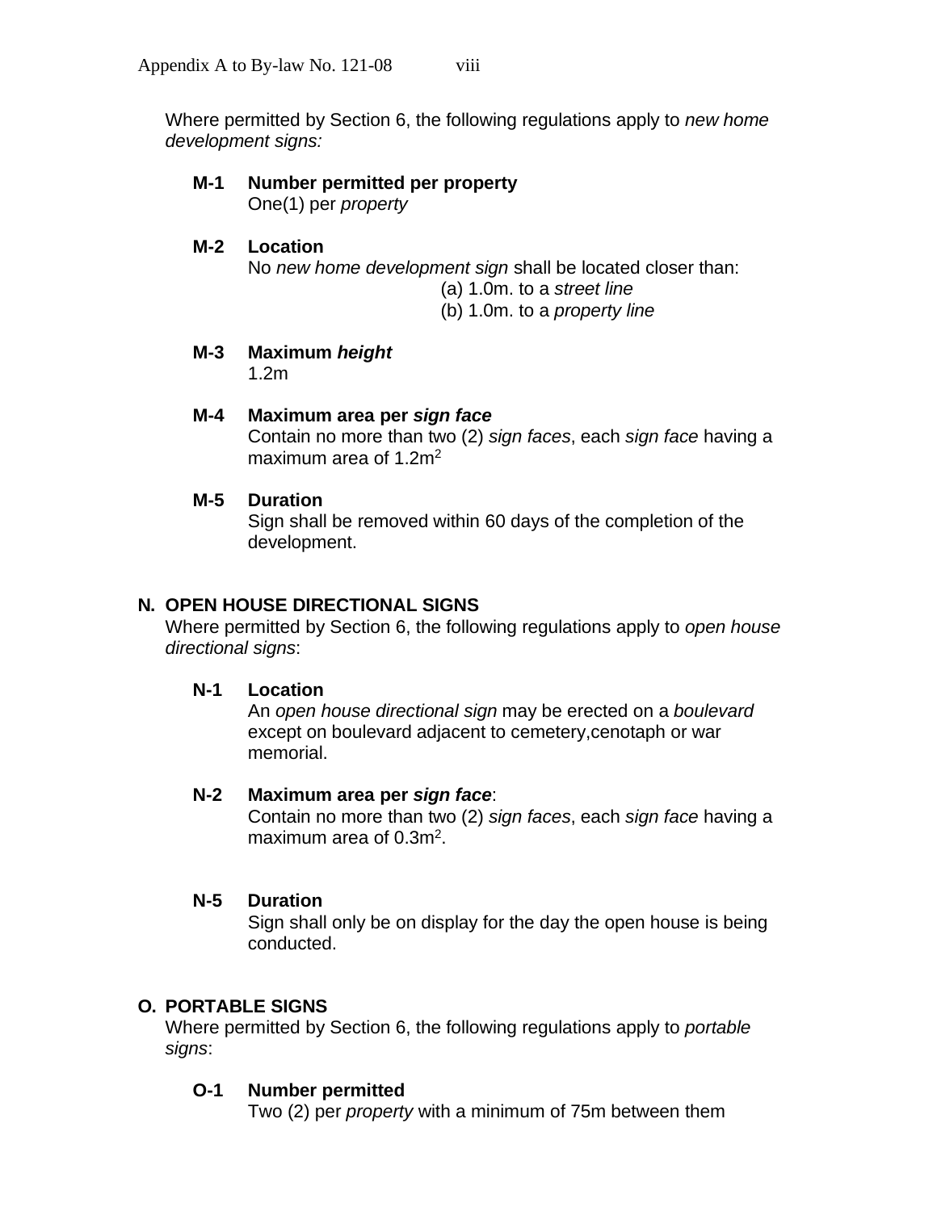Where permitted by Section 6, the following regulations apply to *new home development signs:*

**M-1 Number permitted per property**
One(1) per *property*

**M-2 Location**
No *new home development sign* shall be located closer than:
(a) 1.0m. to a *street line*
(b) 1.0m. to a *property line*

**M-3 Maximum *height***
1.2m

**M-4 Maximum area per *sign face***
Contain no more than two (2) *sign faces*, each *sign face* having a maximum area of $1.2m^2$

**M-5 Duration**
Sign shall be removed within 60 days of the completion of the development.

## N. OPEN HOUSE DIRECTIONAL SIGNS

Where permitted by Section 6, the following regulations apply to *open house directional signs*:

**N-1 Location**
An *open house directional sign* may be erected on a *boulevard* except on boulevard adjacent to cemetery,cenotaph or war memorial.

**N-2 Maximum area per *sign face***:
Contain no more than two (2) *sign faces*, each *sign face* having a maximum area of $0.3m^2$.

**N-5 Duration**
Sign shall only be on display for the day the open house is being conducted.

## O. PORTABLE SIGNS

Where permitted by Section 6, the following regulations apply to *portable signs*:

**O-1 Number permitted**
Two (2) per *property* with a minimum of 75m between them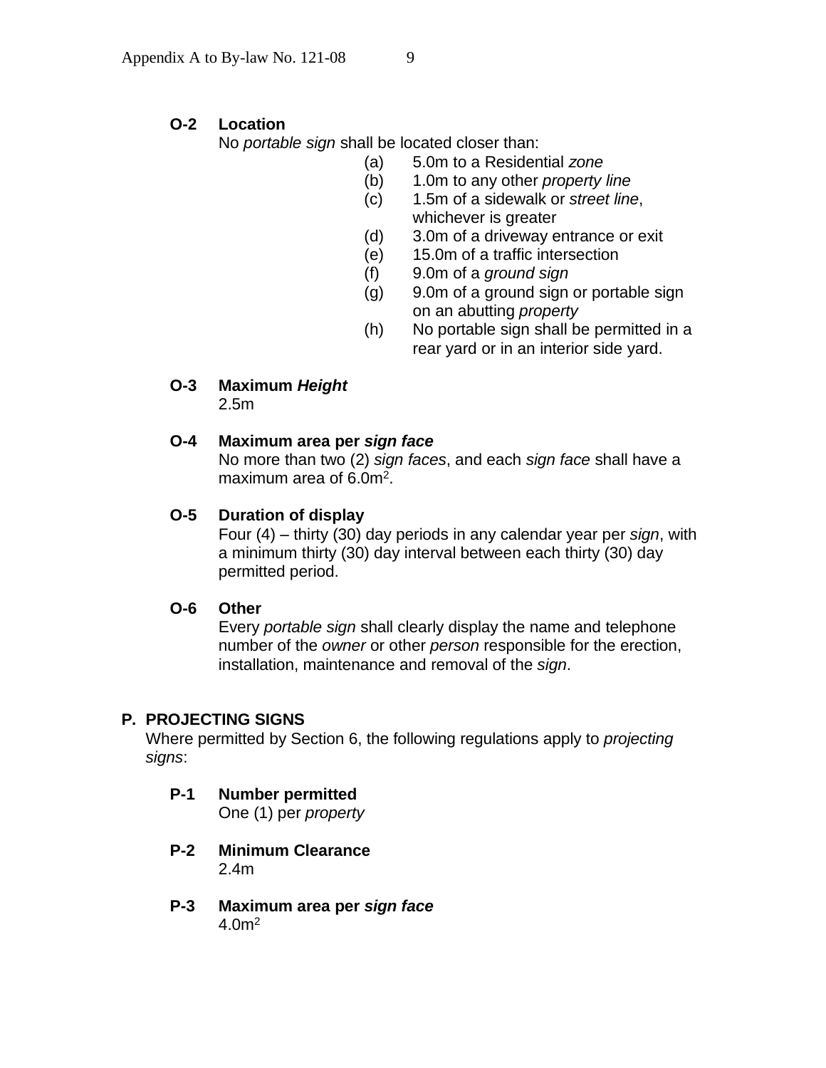**O-2 Location**

No *portable sign* shall be located closer than:

(a) 5.0m to a Residential *zone*
(b) 1.0m to any other *property line*
(c) 1.5m of a sidewalk or *street line*, whichever is greater
(d) 3.0m of a driveway entrance or exit
(e) 15.0m of a traffic intersection
(f) 9.0m of a *ground sign*
(g) 9.0m of a ground sign or portable sign on an abutting *property*
(h) No portable sign shall be permitted in a rear yard or in an interior side yard.

**O-3 Maximum *Height***

2.5m

**O-4 Maximum area per *sign face***

No more than two (2) *sign faces*, and each *sign face* shall have a maximum area of $6.0m^2$.

**O-5 Duration of display**

Four (4) – thirty (30) day periods in any calendar year per *sign*, with a minimum thirty (30) day interval between each thirty (30) day permitted period.

**O-6 Other**

Every *portable sign* shall clearly display the name and telephone number of the *owner* or other *person* responsible for the erection, installation, maintenance and removal of the *sign*.

## P. PROJECTING SIGNS

Where permitted by Section 6, the following regulations apply to *projecting signs*:

**P-1 Number permitted**

One (1) per *property*

**P-2 Minimum Clearance**

2.4m

**P-3 Maximum area per *sign face***

$4.0m^2$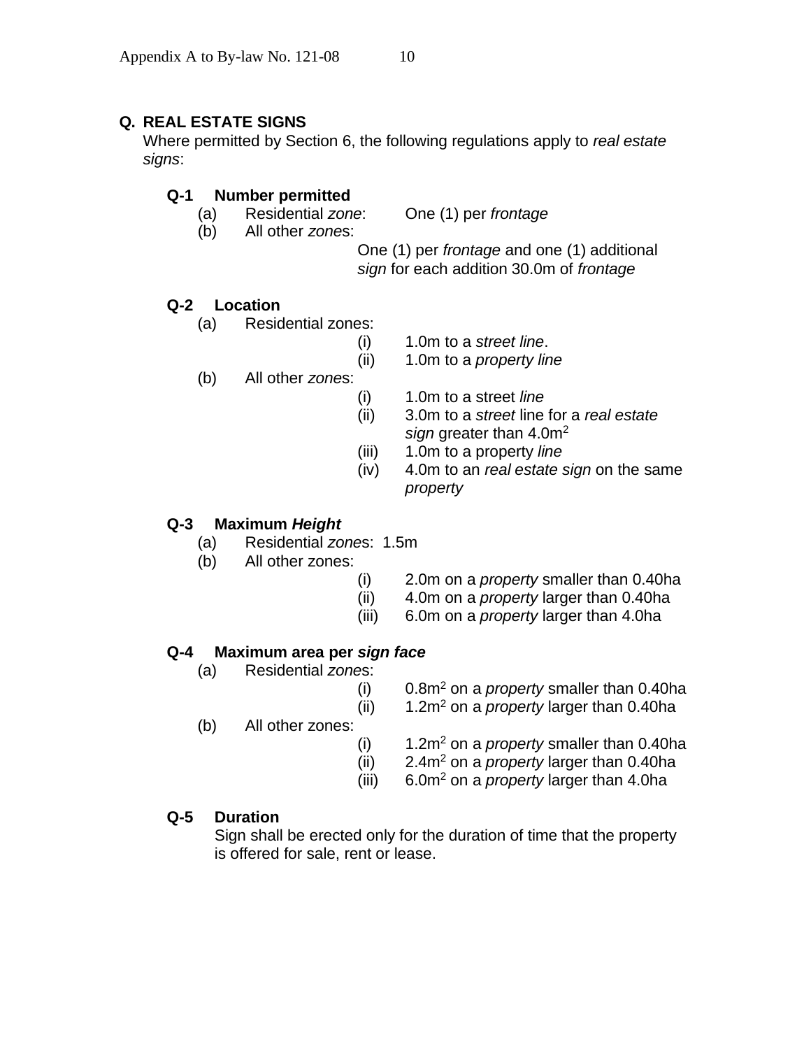## Q. REAL ESTATE SIGNS

Where permitted by Section 6, the following regulations apply to *real estate signs*:

### Q-1 Number permitted

- (a) Residential *zone*: One (1) per *frontage*
- (b) All other *zone*s: One (1) per *frontage* and one (1) additional *sign* for each addition 30.0m of *frontage*

### Q-2 Location

- (a) Residential zones:
  - (i) 1.0m to a *street line*.
  - (ii) 1.0m to a *property line*
- (b) All other *zone*s:
  - (i) 1.0m to a street *line*
  - (ii) 3.0m to a *street* line for a *real estate sign* greater than $4.0m^2$
  - (iii) 1.0m to a property *line*
  - (iv) 4.0m to an *real estate sign* on the same *property*

### Q-3 Maximum *Height*

- (a) Residential *zone*s: 1.5m
- (b) All other zones:
  - (i) 2.0m on a *property* smaller than 0.40ha
  - (ii) 4.0m on a *property* larger than 0.40ha
  - (iii) 6.0m on a *property* larger than 4.0ha

### Q-4 Maximum area per *sign face*

- (a) Residential *zone*s:
  - (i) $0.8m^2$ on a *property* smaller than 0.40ha
  - (ii) $1.2m^2$ on a *property* larger than 0.40ha
- (b) All other zones:
  - (i) $1.2m^2$ on a *property* smaller than 0.40ha
  - (ii) $2.4m^2$ on a *property* larger than 0.40ha
  - (iii) $6.0m^2$ on a *property* larger than 4.0ha

### Q-5 Duration

Sign shall be erected only for the duration of time that the property is offered for sale, rent or lease.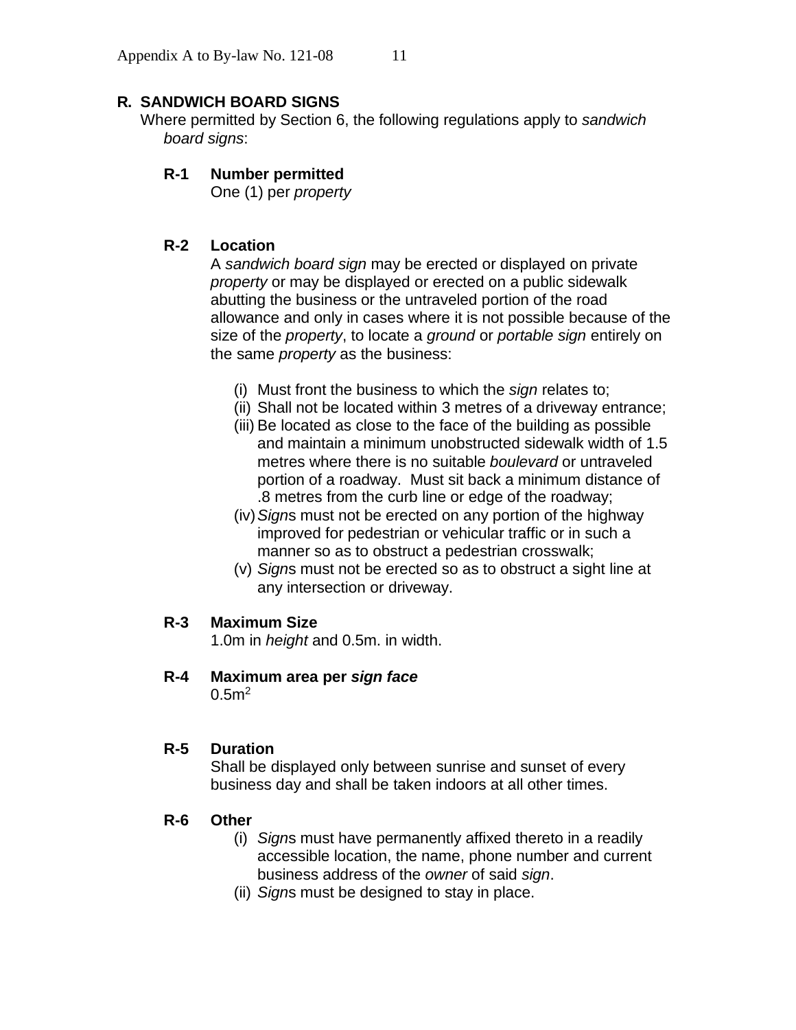## R. SANDWICH BOARD SIGNS

Where permitted by Section 6, the following regulations apply to *sandwich board signs*:

### R-1 Number permitted

One (1) per *property*

### R-2 Location

A *sandwich board sign* may be erected or displayed on private *property* or may be displayed or erected on a public sidewalk abutting the business or the untraveled portion of the road allowance and only in cases where it is not possible because of the size of the *property*, to locate a *ground* or *portable sign* entirely on the same *property* as the business:

- (i) Must front the business to which the *sign* relates to;
- (ii) Shall not be located within 3 metres of a driveway entrance;
- (iii) Be located as close to the face of the building as possible and maintain a minimum unobstructed sidewalk width of 1.5 metres where there is no suitable *boulevard* or untraveled portion of a roadway. Must sit back a minimum distance of .8 metres from the curb line or edge of the roadway;
- (iv) *Sign*s must not be erected on any portion of the highway improved for pedestrian or vehicular traffic or in such a manner so as to obstruct a pedestrian crosswalk;
- (v) *Sign*s must not be erected so as to obstruct a sight line at any intersection or driveway.

### R-3 Maximum Size

1.0m in *height* and 0.5m. in width.

### R-4 Maximum area per ***sign face***

$0.5m^2$

### R-5 Duration

Shall be displayed only between sunrise and sunset of every business day and shall be taken indoors at all other times.

### R-6 Other

- (i) *Sign*s must have permanently affixed thereto in a readily accessible location, the name, phone number and current business address of the *owner* of said *sign*.
- (ii) *Sign*s must be designed to stay in place.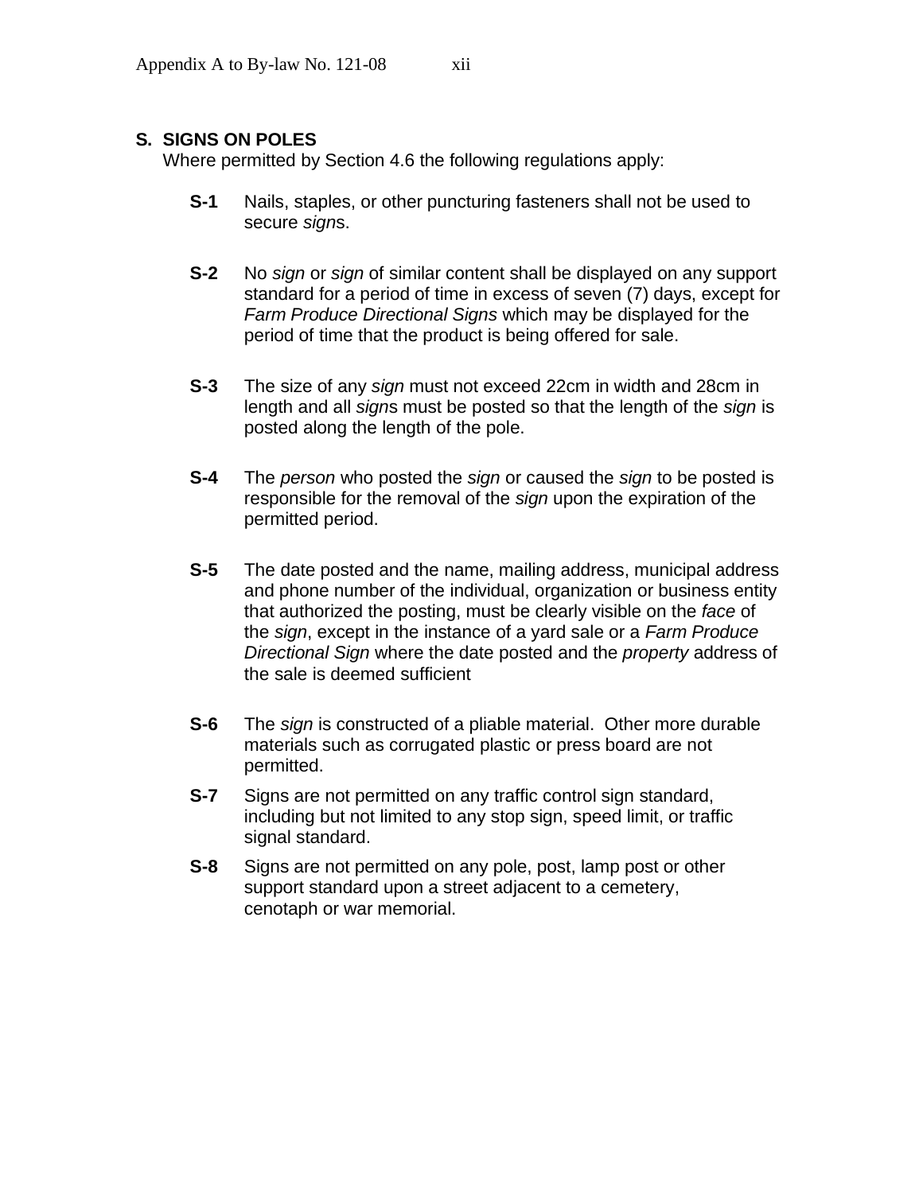### S. SIGNS ON POLES

Where permitted by Section 4.6 the following regulations apply:

**S-1** Nails, staples, or other puncturing fasteners shall not be used to secure *sign*s.

**S-2** No *sign* or *sign* of similar content shall be displayed on any support standard for a period of time in excess of seven (7) days, except for *Farm Produce Directional Signs* which may be displayed for the period of time that the product is being offered for sale.

**S-3** The size of any *sign* must not exceed 22cm in width and 28cm in length and all *sign*s must be posted so that the length of the *sign* is posted along the length of the pole.

**S-4** The *person* who posted the *sign* or caused the *sign* to be posted is responsible for the removal of the *sign* upon the expiration of the permitted period.

**S-5** The date posted and the name, mailing address, municipal address and phone number of the individual, organization or business entity that authorized the posting, must be clearly visible on the *face* of the *sign*, except in the instance of a yard sale or a *Farm Produce Directional Sign* where the date posted and the *property* address of the sale is deemed sufficient

**S-6** The *sign* is constructed of a pliable material. Other more durable materials such as corrugated plastic or press board are not permitted.

**S-7** Signs are not permitted on any traffic control sign standard, including but not limited to any stop sign, speed limit, or traffic signal standard.

**S-8** Signs are not permitted on any pole, post, lamp post or other support standard upon a street adjacent to a cemetery, cenotaph or war memorial.